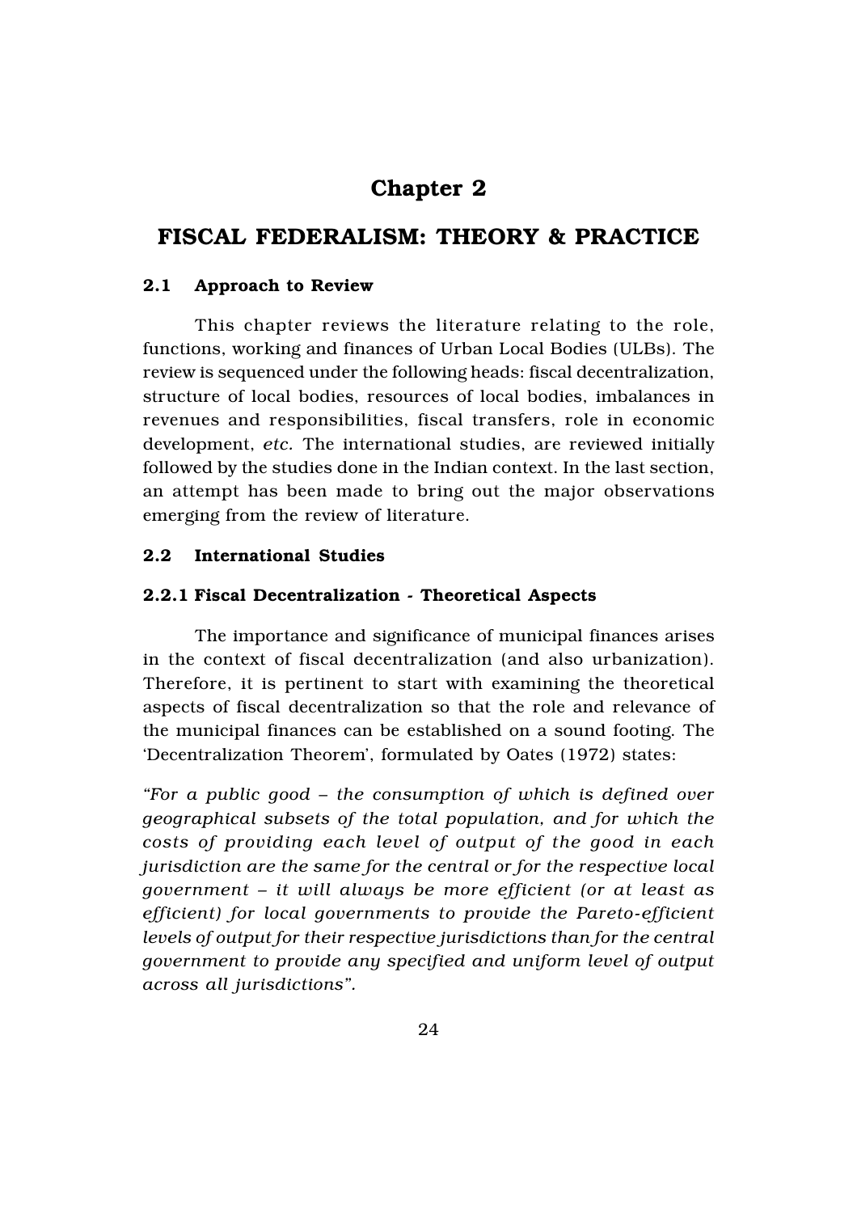# Chapter 2

# FISCAL FEDERALISM: THEORY & PRACTICE

## 2.1 Approach to Review

This chapter reviews the literature relating to the role, functions, working and finances of Urban Local Bodies (ULBs). The review is sequenced under the following heads: fiscal decentralization, structure of local bodies, resources of local bodies, imbalances in revenues and responsibilities, fiscal transfers, role in economic development, *etc.* The international studies, are reviewed initially followed by the studies done in the Indian context. In the last section, an attempt has been made to bring out the major observations emerging from the review of literature.

## 2.2 International Studies

### 2.2.1 Fiscal Decentralization - Theoretical Aspects

The importance and significance of municipal finances arises in the context of fiscal decentralization (and also urbanization). Therefore, it is pertinent to start with examining the theoretical aspects of fiscal decentralization so that the role and relevance of the municipal finances can be established on a sound footing. The 'Decentralization Theorem', formulated by Oates (1972) states:

*"For a public good – the consumption of which is defined over geographical subsets of the total population, and for which the costs of providing each level of output of the good in each jurisdiction are the same for the central or for the respective local government – it will always be more efficient (or at least as efficient) for local governments to provide the Pareto-efficient levels of output for their respective jurisdictions than for the central government to provide any specified and uniform level of output across all jurisdictions".*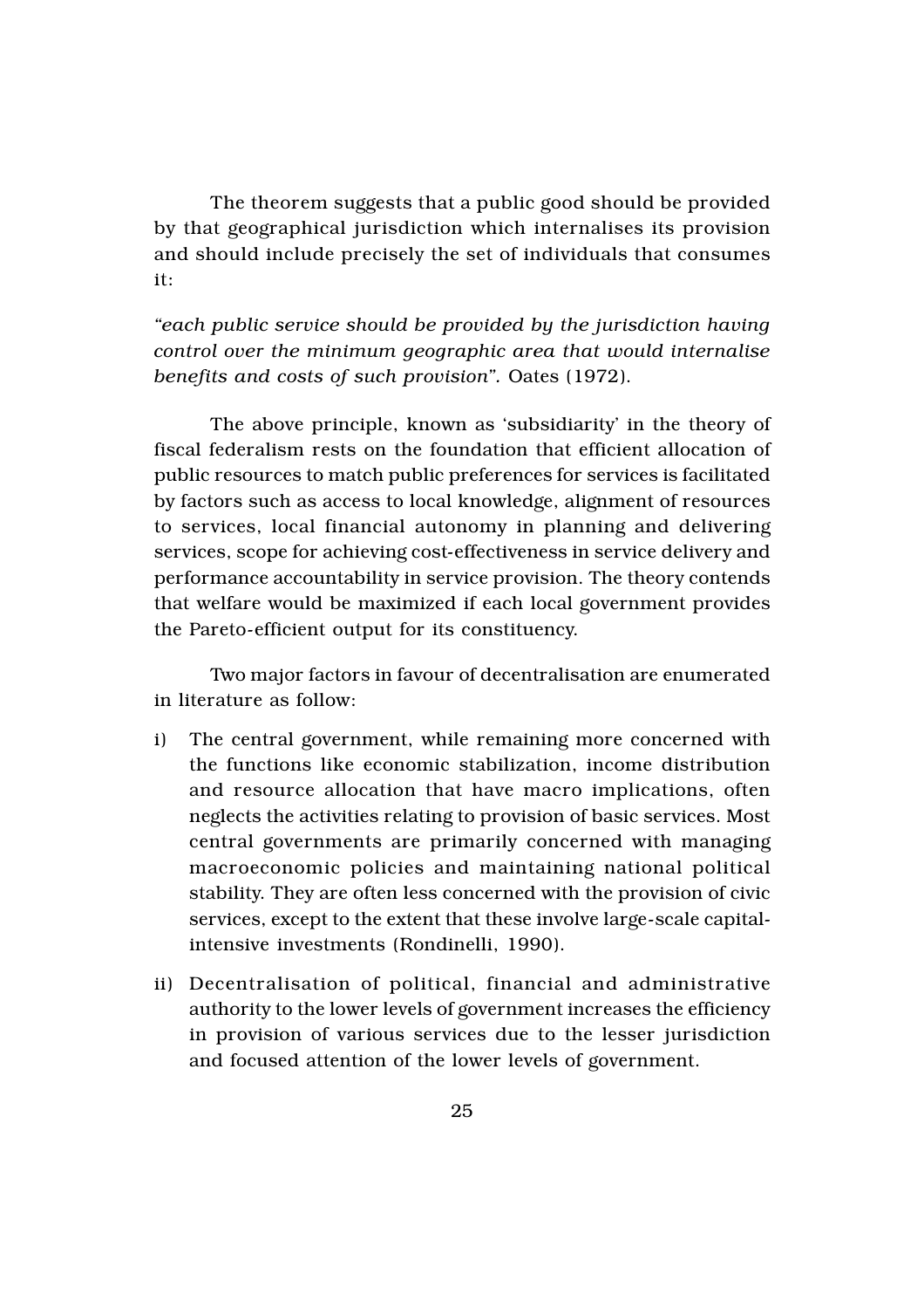The theorem suggests that a public good should be provided by that geographical jurisdiction which internalises its provision and should include precisely the set of individuals that consumes it:

*"each public service should be provided by the jurisdiction having control over the minimum geographic area that would internalise benefits and costs of such provision".* Oates (1972).

The above principle, known as 'subsidiarity' in the theory of fiscal federalism rests on the foundation that efficient allocation of public resources to match public preferences for services is facilitated by factors such as access to local knowledge, alignment of resources to services, local financial autonomy in planning and delivering services, scope for achieving cost-effectiveness in service delivery and performance accountability in service provision. The theory contends that welfare would be maximized if each local government provides the Pareto-efficient output for its constituency.

Two major factors in favour of decentralisation are enumerated in literature as follow:

i) The central government, while remaining more concerned with the functions like economic stabilization, income distribution and resource allocation that have macro implications, often neglects the activities relating to provision of basic services. Most central governments are primarily concerned with managing macroeconomic policies and maintaining national political stability. They are often less concerned with the provision of civic services, except to the extent that these involve large-scale capital-intensive investments (Rondinelli, 1990).

ii) Decentralisation of political, financial and administrative authority to the lower levels of government increases the efficiency in provision of various services due to the lesser jurisdiction and focused attention of the lower levels of government.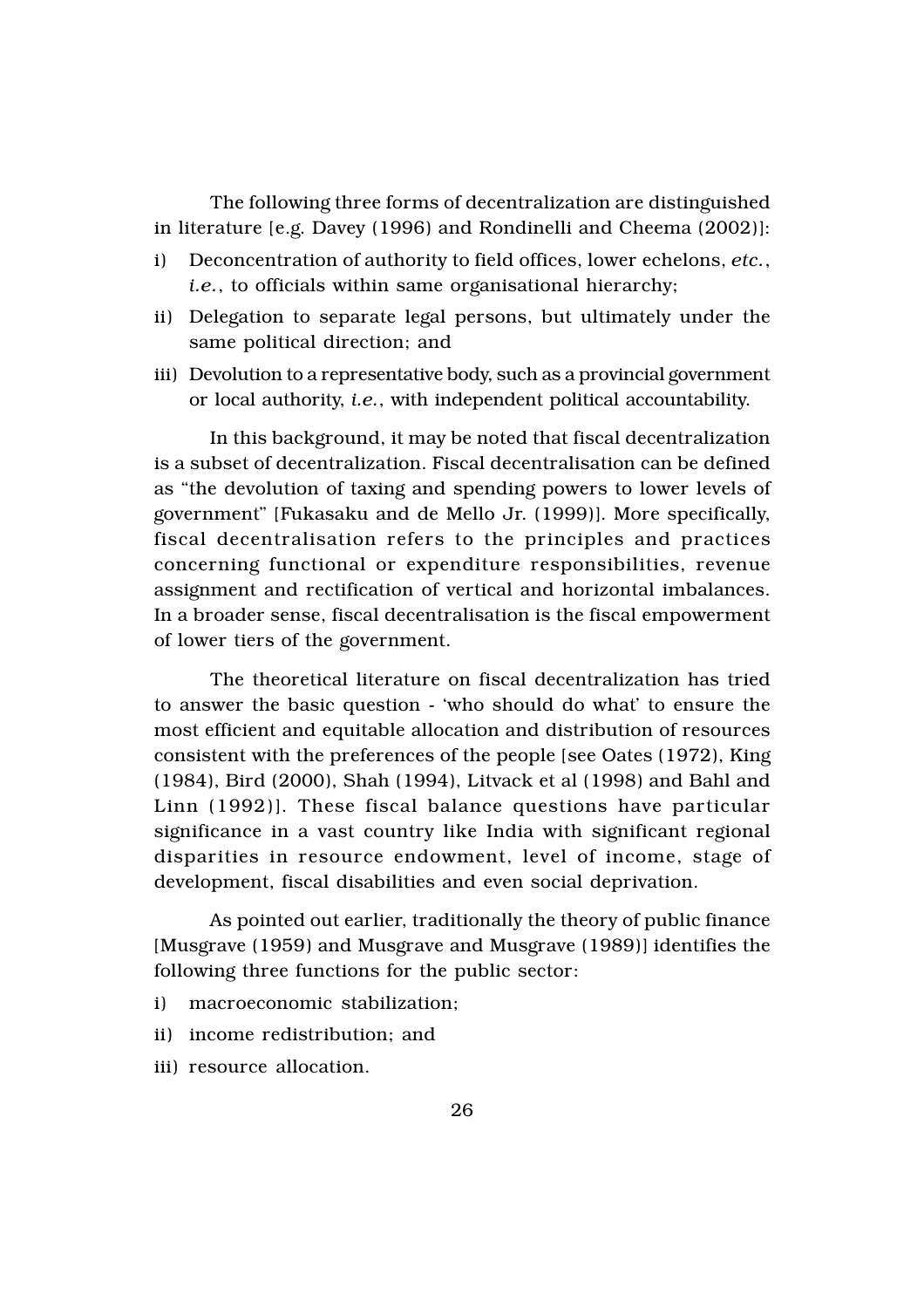The following three forms of decentralization are distinguished in literature [e.g. Davey (1996) and Rondinelli and Cheema (2002)]:

i) Deconcentration of authority to field offices, lower echelons, *etc.*, *i.e.*, to officials within same organisational hierarchy;
ii) Delegation to separate legal persons, but ultimately under the same political direction; and
iii) Devolution to a representative body, such as a provincial government or local authority, *i.e.*, with independent political accountability.

In this background, it may be noted that fiscal decentralization is a subset of decentralization. Fiscal decentralisation can be defined as "the devolution of taxing and spending powers to lower levels of government" [Fukasaku and de Mello Jr. (1999)]. More specifically, fiscal decentralisation refers to the principles and practices concerning functional or expenditure responsibilities, revenue assignment and rectification of vertical and horizontal imbalances. In a broader sense, fiscal decentralisation is the fiscal empowerment of lower tiers of the government.

The theoretical literature on fiscal decentralization has tried to answer the basic question - 'who should do what' to ensure the most efficient and equitable allocation and distribution of resources consistent with the preferences of the people [see Oates (1972), King (1984), Bird (2000), Shah (1994), Litvack et al (1998) and Bahl and Linn (1992)]. These fiscal balance questions have particular significance in a vast country like India with significant regional disparities in resource endowment, level of income, stage of development, fiscal disabilities and even social deprivation.

As pointed out earlier, traditionally the theory of public finance [Musgrave (1959) and Musgrave and Musgrave (1989)] identifies the following three functions for the public sector:

i) macroeconomic stabilization;
ii) income redistribution; and
iii) resource allocation.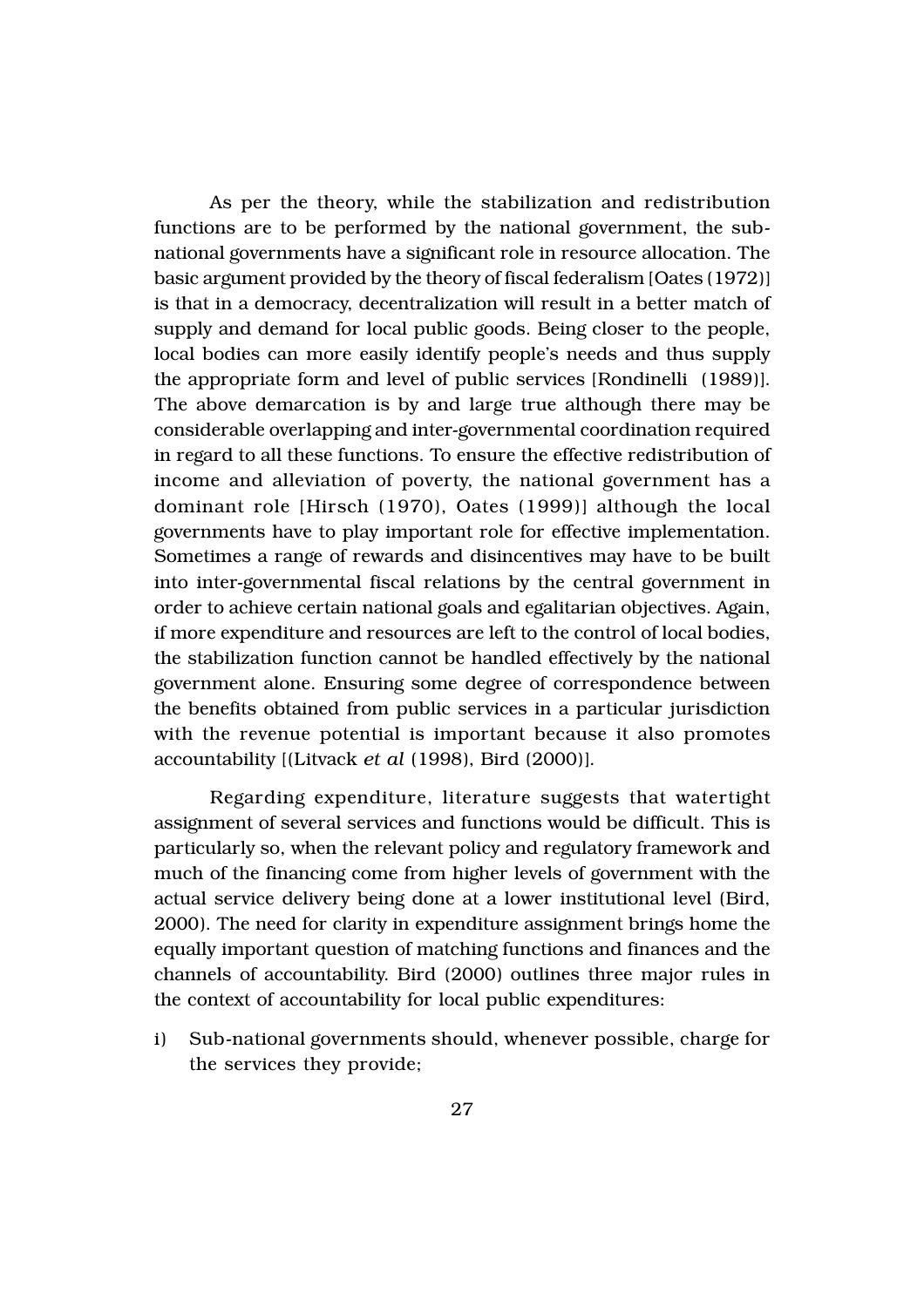As per the theory, while the stabilization and redistribution functions are to be performed by the national government, the sub-national governments have a significant role in resource allocation. The basic argument provided by the theory of fiscal federalism [Oates (1972)] is that in a democracy, decentralization will result in a better match of supply and demand for local public goods. Being closer to the people, local bodies can more easily identify people's needs and thus supply the appropriate form and level of public services [Rondinelli (1989)]. The above demarcation is by and large true although there may be considerable overlapping and inter-governmental coordination required in regard to all these functions. To ensure the effective redistribution of income and alleviation of poverty, the national government has a dominant role [Hirsch (1970), Oates (1999)] although the local governments have to play important role for effective implementation. Sometimes a range of rewards and disincentives may have to be built into inter-governmental fiscal relations by the central government in order to achieve certain national goals and egalitarian objectives. Again, if more expenditure and resources are left to the control of local bodies, the stabilization function cannot be handled effectively by the national government alone. Ensuring some degree of correspondence between the benefits obtained from public services in a particular jurisdiction with the revenue potential is important because it also promotes accountability [(Litvack *et al* (1998), Bird (2000)].

Regarding expenditure, literature suggests that watertight assignment of several services and functions would be difficult. This is particularly so, when the relevant policy and regulatory framework and much of the financing come from higher levels of government with the actual service delivery being done at a lower institutional level (Bird, 2000). The need for clarity in expenditure assignment brings home the equally important question of matching functions and finances and the channels of accountability. Bird (2000) outlines three major rules in the context of accountability for local public expenditures:

i) Sub-national governments should, whenever possible, charge for the services they provide;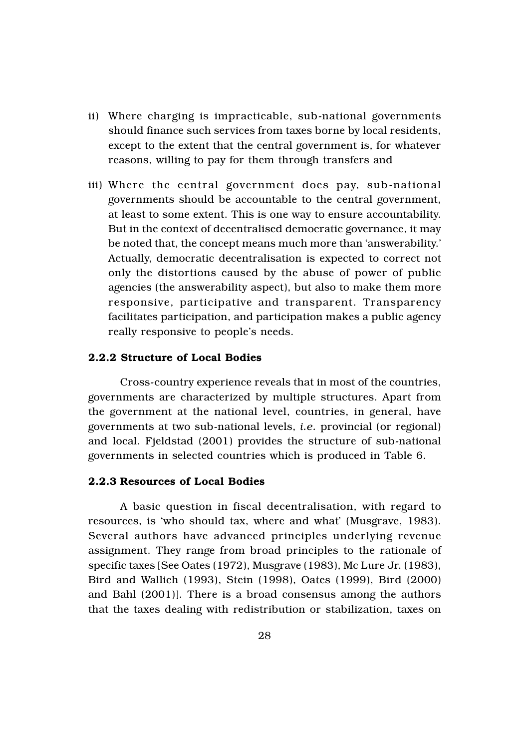ii) Where charging is impracticable, sub-national governments should finance such services from taxes borne by local residents, except to the extent that the central government is, for whatever reasons, willing to pay for them through transfers and

iii) Where the central government does pay, sub-national governments should be accountable to the central government, at least to some extent. This is one way to ensure accountability. But in the context of decentralised democratic governance, it may be noted that, the concept means much more than 'answerability.' Actually, democratic decentralisation is expected to correct not only the distortions caused by the abuse of power of public agencies (the answerability aspect), but also to make them more responsive, participative and transparent. Transparency facilitates participation, and participation makes a public agency really responsive to people's needs.

### 2.2.2 Structure of Local Bodies

Cross-country experience reveals that in most of the countries, governments are characterized by multiple structures. Apart from the government at the national level, countries, in general, have governments at two sub-national levels, *i.e.* provincial (or regional) and local. Fjeldstad (2001) provides the structure of sub-national governments in selected countries which is produced in Table 6.

### 2.2.3 Resources of Local Bodies

A basic question in fiscal decentralisation, with regard to resources, is 'who should tax, where and what' (Musgrave, 1983). Several authors have advanced principles underlying revenue assignment. They range from broad principles to the rationale of specific taxes [See Oates (1972), Musgrave (1983), Mc Lure Jr. (1983), Bird and Wallich (1993), Stein (1998), Oates (1999), Bird (2000) and Bahl (2001)]. There is a broad consensus among the authors that the taxes dealing with redistribution or stabilization, taxes on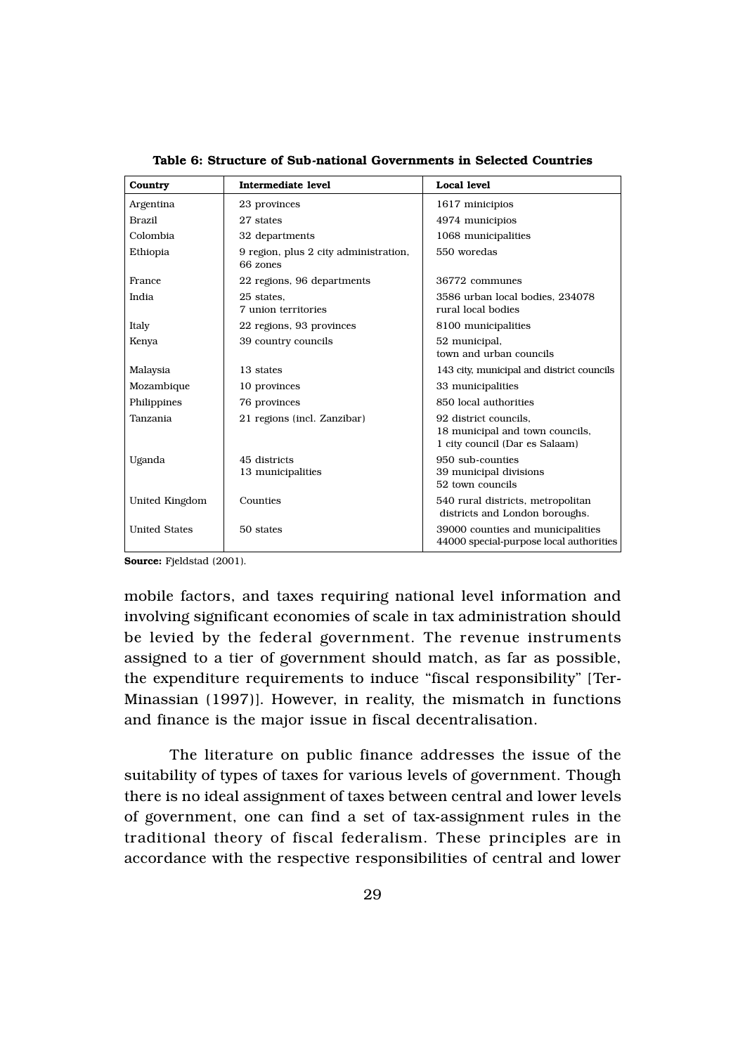**Table 6: Structure of Sub-national Governments in Selected Countries**

| Country | Intermediate level | Local level |
|---|---|---|
| Argentina | 23 provinces | 1617 minicipios |
| Brazil | 27 states | 4974 municipios |
| Colombia | 32 departments | 1068 municipalities |
| Ethiopia | 9 region, plus 2 city administration, 66 zones | 550 woredas |
| France | 22 regions, 96 departments | 36772 communes |
| India | 25 states, 7 union territories | 3586 urban local bodies, 234078 rural local bodies |
| Italy | 22 regions, 93 provinces | 8100 municipalities |
| Kenya | 39 country councils | 52 municipal, town and urban councils |
| Malaysia | 13 states | 143 city, municipal and district councils |
| Mozambique | 10 provinces | 33 municipalities |
| Philippines | 76 provinces | 850 local authorities |
| Tanzania | 21 regions (incl. Zanzibar) | 92 district councils, 18 municipal and town councils, 1 city council (Dar es Salaam) |
| Uganda | 45 districts 13 municipalities | 950 sub-counties 39 municipal divisions 52 town councils |
| United Kingdom | Counties | 540 rural districts, metropolitan districts and London boroughs. |
| United States | 50 states | 39000 counties and municipalities 44000 special-purpose local authorities |

**Source:** Fjeldstad (2001).

mobile factors, and taxes requiring national level information and involving significant economies of scale in tax administration should be levied by the federal government. The revenue instruments assigned to a tier of government should match, as far as possible, the expenditure requirements to induce "fiscal responsibility" [Ter-Minassian (1997)]. However, in reality, the mismatch in functions and finance is the major issue in fiscal decentralisation.

The literature on public finance addresses the issue of the suitability of types of taxes for various levels of government. Though there is no ideal assignment of taxes between central and lower levels of government, one can find a set of tax-assignment rules in the traditional theory of fiscal federalism. These principles are in accordance with the respective responsibilities of central and lower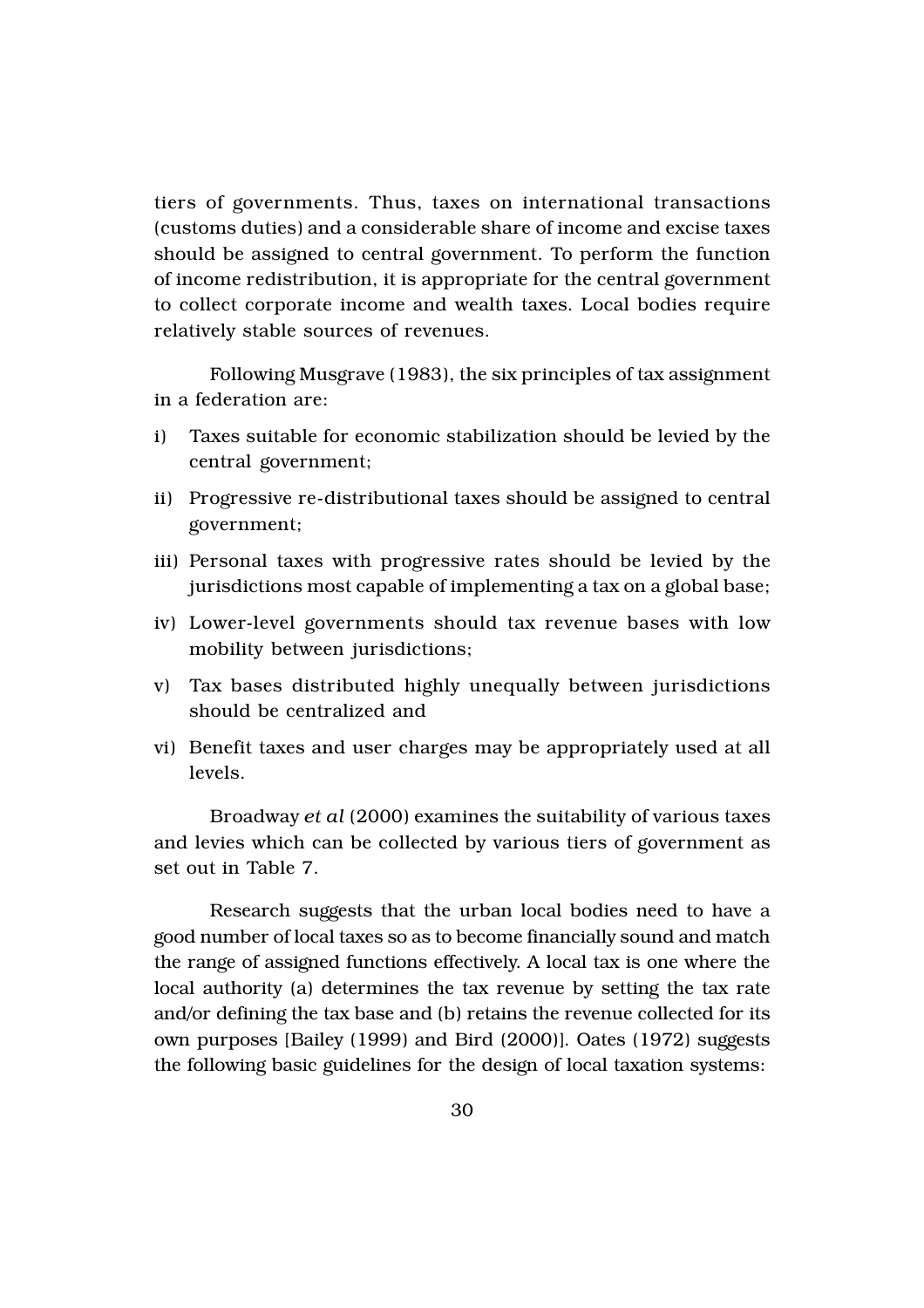tiers of governments. Thus, taxes on international transactions (customs duties) and a considerable share of income and excise taxes should be assigned to central government. To perform the function of income redistribution, it is appropriate for the central government to collect corporate income and wealth taxes. Local bodies require relatively stable sources of revenues.

Following Musgrave (1983), the six principles of tax assignment in a federation are:

i) Taxes suitable for economic stabilization should be levied by the central government;

ii) Progressive re-distributional taxes should be assigned to central government;

iii) Personal taxes with progressive rates should be levied by the jurisdictions most capable of implementing a tax on a global base;

iv) Lower-level governments should tax revenue bases with low mobility between jurisdictions;

v) Tax bases distributed highly unequally between jurisdictions should be centralized and

vi) Benefit taxes and user charges may be appropriately used at all levels.

Broadway *et al* (2000) examines the suitability of various taxes and levies which can be collected by various tiers of government as set out in Table 7.

Research suggests that the urban local bodies need to have a good number of local taxes so as to become financially sound and match the range of assigned functions effectively. A local tax is one where the local authority (a) determines the tax revenue by setting the tax rate and/or defining the tax base and (b) retains the revenue collected for its own purposes [Bailey (1999) and Bird (2000)]. Oates (1972) suggests the following basic guidelines for the design of local taxation systems: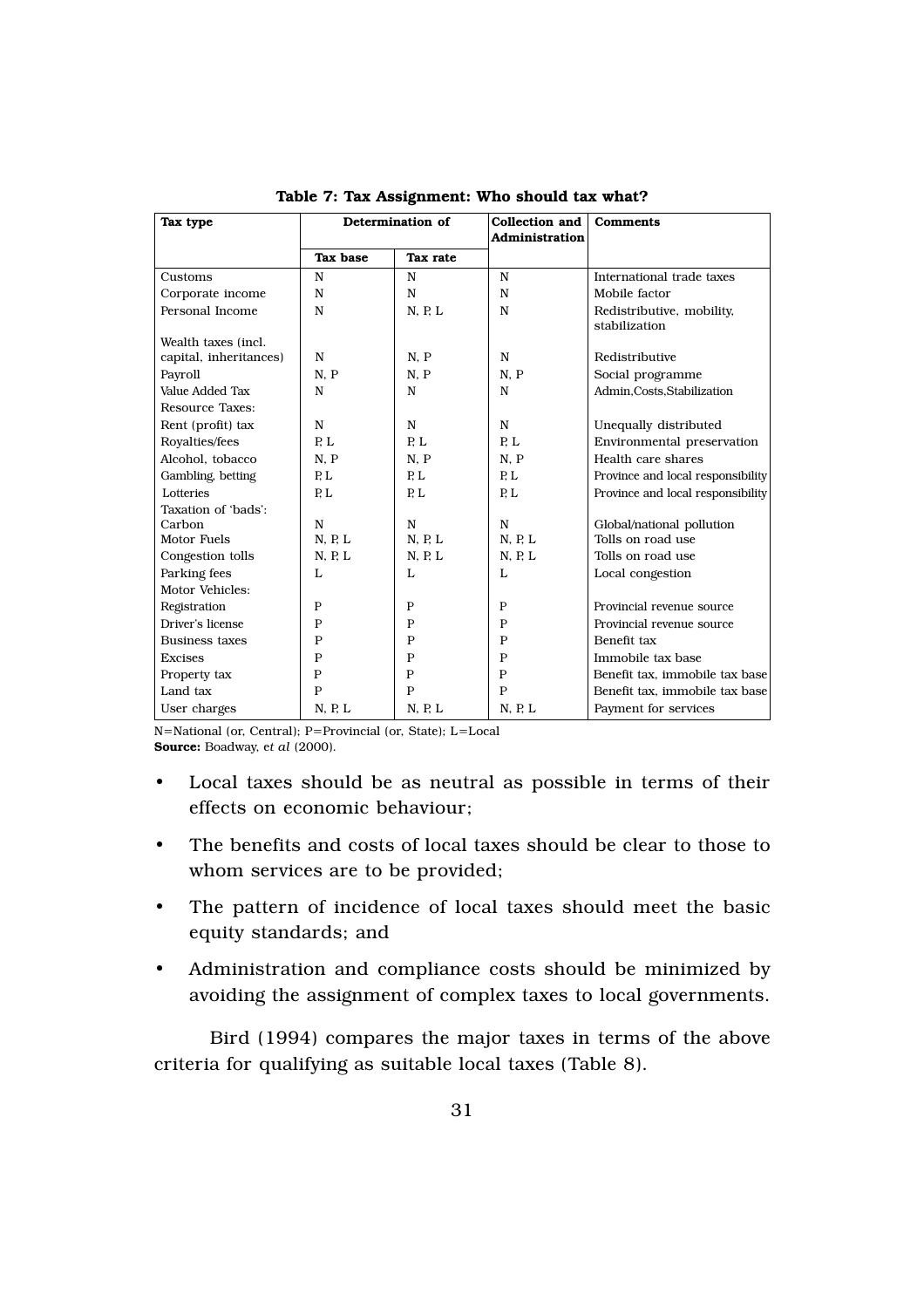**Table 7: Tax Assignment: Who should tax what?**

| Tax type | Determination of | | Collection and Administration | Comments |
|---|---|---|---|---|
| | Tax base | Tax rate | | |
| Customs | N | N | N | International trade taxes |
| Corporate income | N | N | N | Mobile factor |
| Personal Income | N | N, P, L | N | Redistributive, mobility, stabilization |
| Wealth taxes (incl. capital, inheritances) | N | N, P | N | Redistributive |
| Payroll | N, P | N, P | N, P | Social programme |
| Value Added Tax | N | N | N | Admin,Costs,Stabilization |
| Resource Taxes: | | | | |
| Rent (profit) tax | N | N | N | Unequally distributed |
| Royalties/fees | P, L | P, L | P, L | Environmental preservation |
| Alcohol, tobacco | N, P | N, P | N, P | Health care shares |
| Gambling, betting | P, L | P, L | P, L | Province and local responsibility |
| Lotteries | P, L | P, L | P, L | Province and local responsibility |
| Taxation of 'bads': | | | | |
| Carbon | N | N | N | Global/national pollution |
| Motor Fuels | N, P, L | N, P, L | N, P, L | Tolls on road use |
| Congestion tolls | N, P, L | N, P, L | N, P, L | Tolls on road use |
| Parking fees | L | L | L | Local congestion |
| Motor Vehicles: | | | | |
| Registration | P | P | P | Provincial revenue source |
| Driver's license | P | P | P | Provincial revenue source |
| Business taxes | P | P | P | Benefit tax |
| Excises | P | P | P | Immobile tax base |
| Property tax | P | P | P | Benefit tax, immobile tax base |
| Land tax | P | P | P | Benefit tax, immobile tax base |
| User charges | N, P, L | N, P, L | N, P, L | Payment for services |

N=National (or, Central); P=Provincial (or, State); L=Local

**Source:** Boadway, *et al* (2000).

- Local taxes should be as neutral as possible in terms of their effects on economic behaviour;
- The benefits and costs of local taxes should be clear to those to whom services are to be provided;
- The pattern of incidence of local taxes should meet the basic equity standards; and
- Administration and compliance costs should be minimized by avoiding the assignment of complex taxes to local governments.

Bird (1994) compares the major taxes in terms of the above criteria for qualifying as suitable local taxes (Table 8).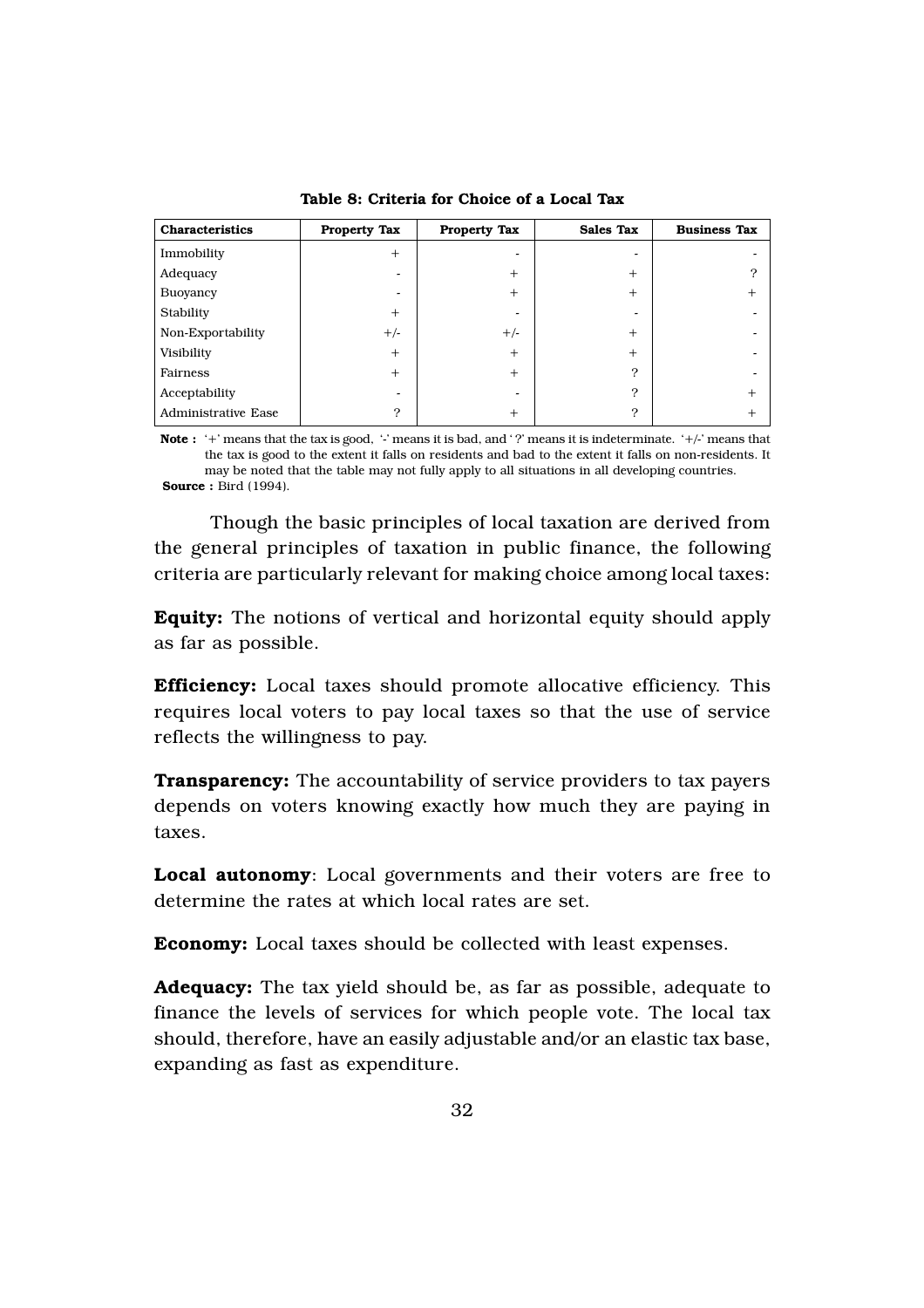**Table 8: Criteria for Choice of a Local Tax**

| Characteristics | Property Tax | Property Tax | Sales Tax | Business Tax |
|---|---|---|---|---|
| Immobility | + | - | - | - |
| Adequacy | - | + | + | ? |
| Buoyancy | - | + | + | + |
| Stability | + | - | - | - |
| Non-Exportability | +/- | +/- | + | - |
| Visibility | + | + | + | - |
| Fairness | + | + | ? | - |
| Acceptability | - | - | ? | + |
| Administrative Ease | ? | + | ? | + |

**Note :** '+' means that the tax is good, '-' means it is bad, and '?' means it is indeterminate. '+/-' means that the tax is good to the extent it falls on residents and bad to the extent it falls on non-residents. It may be noted that the table may not fully apply to all situations in all developing countries.
**Source :** Bird (1994).

Though the basic principles of local taxation are derived from the general principles of taxation in public finance, the following criteria are particularly relevant for making choice among local taxes:

**Equity:** The notions of vertical and horizontal equity should apply as far as possible.

**Efficiency:** Local taxes should promote allocative efficiency. This requires local voters to pay local taxes so that the use of service reflects the willingness to pay.

**Transparency:** The accountability of service providers to tax payers depends on voters knowing exactly how much they are paying in taxes.

**Local autonomy**: Local governments and their voters are free to determine the rates at which local rates are set.

**Economy:** Local taxes should be collected with least expenses.

**Adequacy:** The tax yield should be, as far as possible, adequate to finance the levels of services for which people vote. The local tax should, therefore, have an easily adjustable and/or an elastic tax base, expanding as fast as expenditure.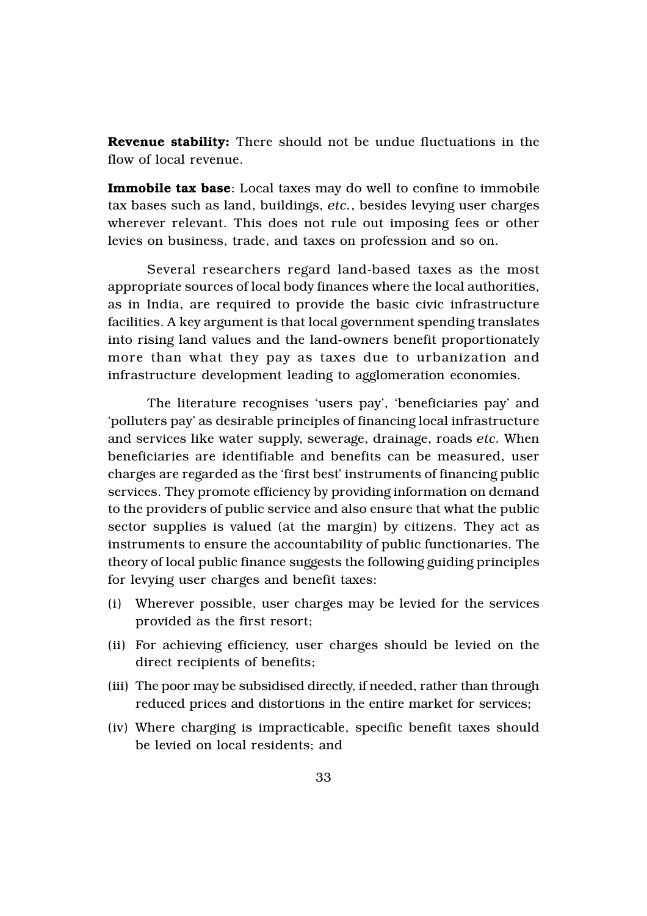**Revenue stability:** There should not be undue fluctuations in the flow of local revenue.

**Immobile tax base**: Local taxes may do well to confine to immobile tax bases such as land, buildings, *etc.*, besides levying user charges wherever relevant. This does not rule out imposing fees or other levies on business, trade, and taxes on profession and so on.

Several researchers regard land-based taxes as the most appropriate sources of local body finances where the local authorities, as in India, are required to provide the basic civic infrastructure facilities. A key argument is that local government spending translates into rising land values and the land-owners benefit proportionately more than what they pay as taxes due to urbanization and infrastructure development leading to agglomeration economies.

The literature recognises 'users pay', 'beneficiaries pay' and 'polluters pay' as desirable principles of financing local infrastructure and services like water supply, sewerage, drainage, roads *etc.* When beneficiaries are identifiable and benefits can be measured, user charges are regarded as the 'first best' instruments of financing public services. They promote efficiency by providing information on demand to the providers of public service and also ensure that what the public sector supplies is valued (at the margin) by citizens. They act as instruments to ensure the accountability of public functionaries. The theory of local public finance suggests the following guiding principles for levying user charges and benefit taxes:

(i) Wherever possible, user charges may be levied for the services provided as the first resort;

(ii) For achieving efficiency, user charges should be levied on the direct recipients of benefits;

(iii) The poor may be subsidised directly, if needed, rather than through reduced prices and distortions in the entire market for services;

(iv) Where charging is impracticable, specific benefit taxes should be levied on local residents; and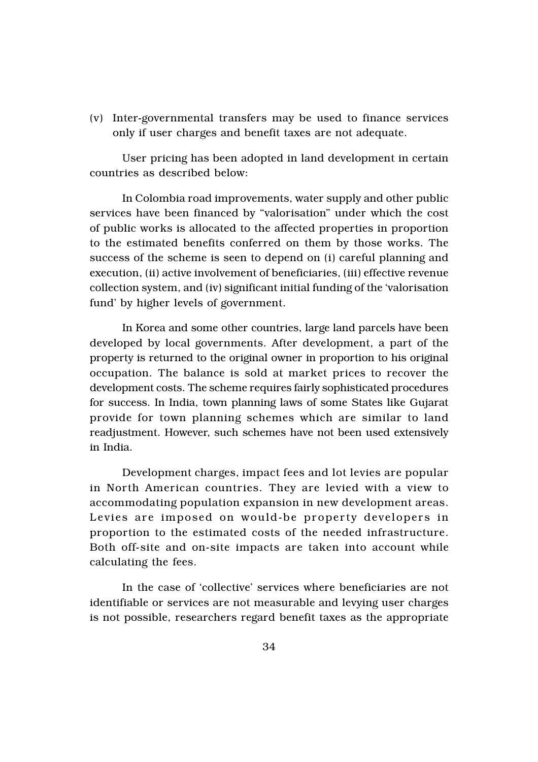(v) Inter-governmental transfers may be used to finance services only if user charges and benefit taxes are not adequate.

User pricing has been adopted in land development in certain countries as described below:

In Colombia road improvements, water supply and other public services have been financed by "valorisation" under which the cost of public works is allocated to the affected properties in proportion to the estimated benefits conferred on them by those works. The success of the scheme is seen to depend on (i) careful planning and execution, (ii) active involvement of beneficiaries, (iii) effective revenue collection system, and (iv) significant initial funding of the 'valorisation fund' by higher levels of government.

In Korea and some other countries, large land parcels have been developed by local governments. After development, a part of the property is returned to the original owner in proportion to his original occupation. The balance is sold at market prices to recover the development costs. The scheme requires fairly sophisticated procedures for success. In India, town planning laws of some States like Gujarat provide for town planning schemes which are similar to land readjustment. However, such schemes have not been used extensively in India.

Development charges, impact fees and lot levies are popular in North American countries. They are levied with a view to accommodating population expansion in new development areas. Levies are imposed on would-be property developers in proportion to the estimated costs of the needed infrastructure. Both off-site and on-site impacts are taken into account while calculating the fees.

In the case of 'collective' services where beneficiaries are not identifiable or services are not measurable and levying user charges is not possible, researchers regard benefit taxes as the appropriate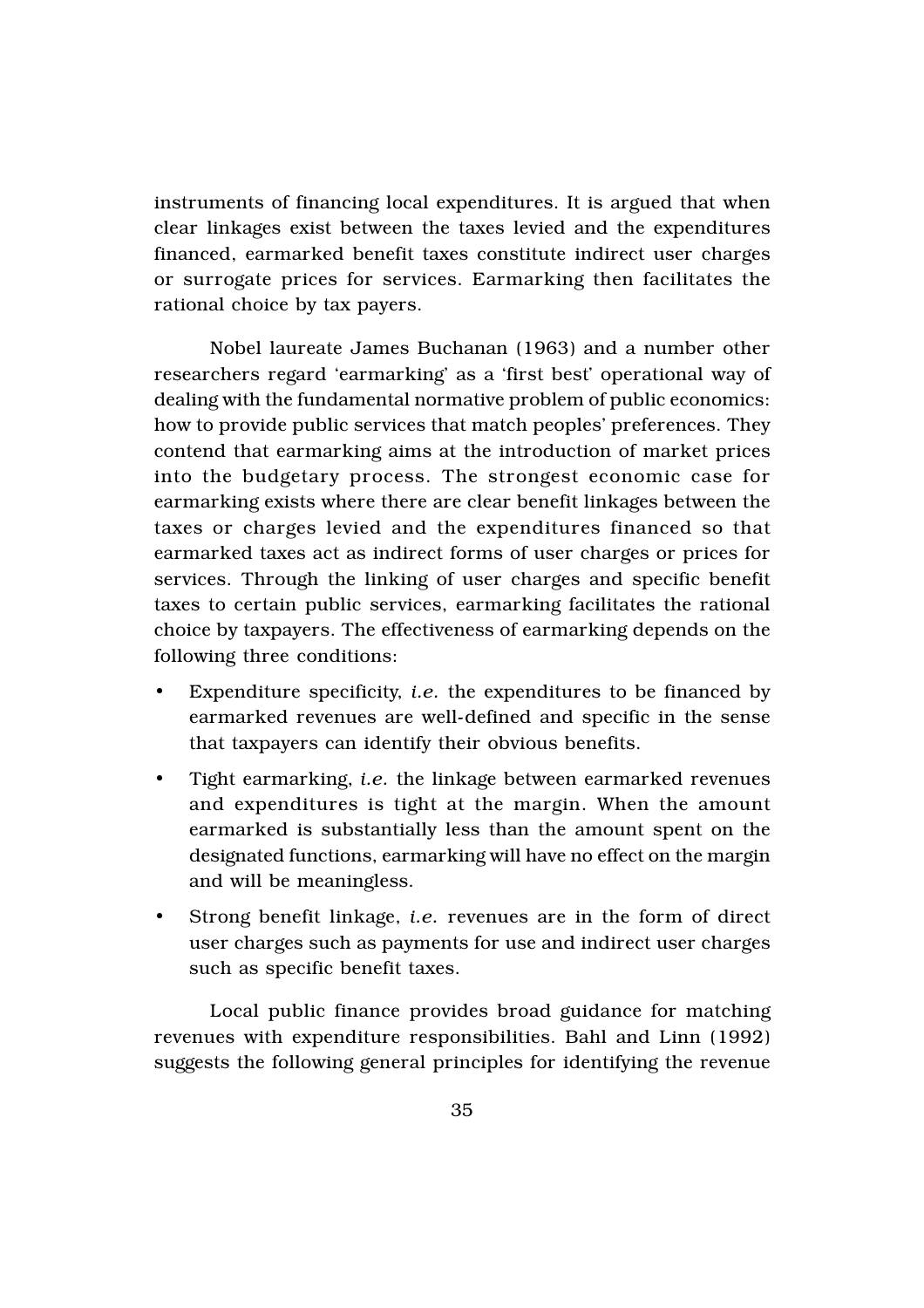instruments of financing local expenditures. It is argued that when clear linkages exist between the taxes levied and the expenditures financed, earmarked benefit taxes constitute indirect user charges or surrogate prices for services. Earmarking then facilitates the rational choice by tax payers.

Nobel laureate James Buchanan (1963) and a number other researchers regard 'earmarking' as a 'first best' operational way of dealing with the fundamental normative problem of public economics: how to provide public services that match peoples' preferences. They contend that earmarking aims at the introduction of market prices into the budgetary process. The strongest economic case for earmarking exists where there are clear benefit linkages between the taxes or charges levied and the expenditures financed so that earmarked taxes act as indirect forms of user charges or prices for services. Through the linking of user charges and specific benefit taxes to certain public services, earmarking facilitates the rational choice by taxpayers. The effectiveness of earmarking depends on the following three conditions:

- Expenditure specificity, *i.e.* the expenditures to be financed by earmarked revenues are well-defined and specific in the sense that taxpayers can identify their obvious benefits.
- Tight earmarking, *i.e.* the linkage between earmarked revenues and expenditures is tight at the margin. When the amount earmarked is substantially less than the amount spent on the designated functions, earmarking will have no effect on the margin and will be meaningless.
- Strong benefit linkage, *i.e.* revenues are in the form of direct user charges such as payments for use and indirect user charges such as specific benefit taxes.

Local public finance provides broad guidance for matching revenues with expenditure responsibilities. Bahl and Linn (1992) suggests the following general principles for identifying the revenue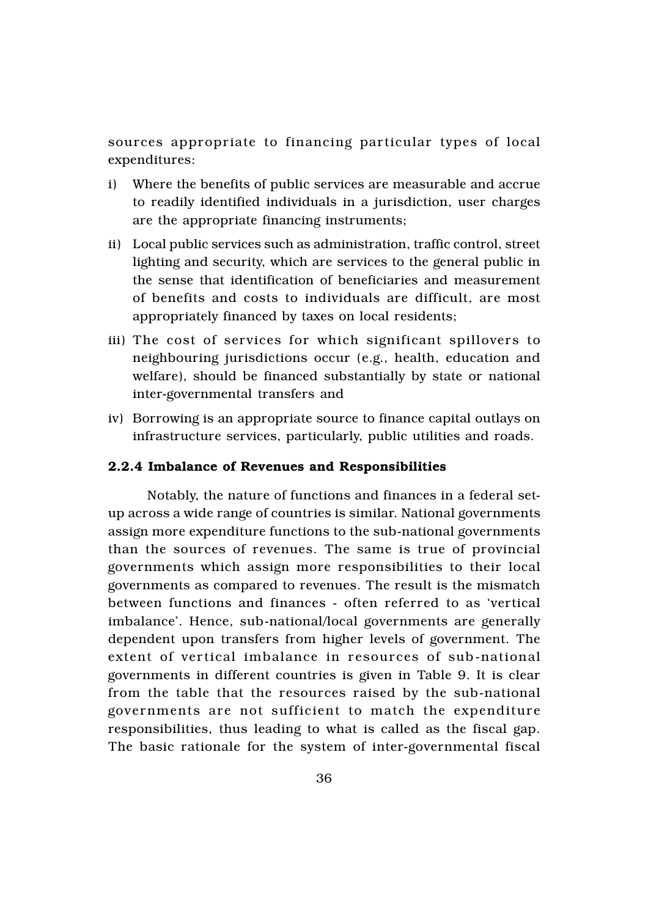sources appropriate to financing particular types of local expenditures:

i) Where the benefits of public services are measurable and accrue to readily identified individuals in a jurisdiction, user charges are the appropriate financing instruments;

ii) Local public services such as administration, traffic control, street lighting and security, which are services to the general public in the sense that identification of beneficiaries and measurement of benefits and costs to individuals are difficult, are most appropriately financed by taxes on local residents;

iii) The cost of services for which significant spillovers to neighbouring jurisdictions occur (e.g., health, education and welfare), should be financed substantially by state or national inter-governmental transfers and

iv) Borrowing is an appropriate source to finance capital outlays on infrastructure services, particularly, public utilities and roads.

### 2.2.4 Imbalance of Revenues and Responsibilities

Notably, the nature of functions and finances in a federal set-up across a wide range of countries is similar. National governments assign more expenditure functions to the sub-national governments than the sources of revenues. The same is true of provincial governments which assign more responsibilities to their local governments as compared to revenues. The result is the mismatch between functions and finances - often referred to as 'vertical imbalance'. Hence, sub-national/local governments are generally dependent upon transfers from higher levels of government. The extent of vertical imbalance in resources of sub-national governments in different countries is given in Table 9. It is clear from the table that the resources raised by the sub-national governments are not sufficient to match the expenditure responsibilities, thus leading to what is called as the fiscal gap. The basic rationale for the system of inter-governmental fiscal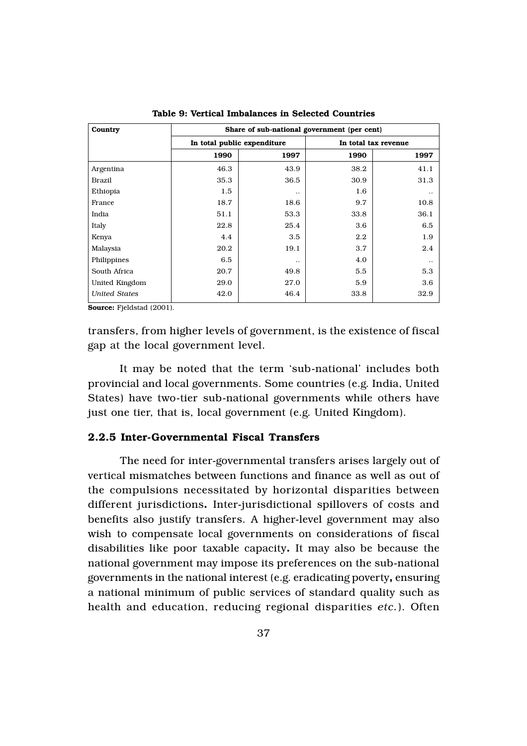**Table 9: Vertical Imbalances in Selected Countries**

| Country | Share of sub-national government (per cent) | | | |
|---|---|---|---|---|
| | In total public expenditure | | In total tax revenue | |
| | 1990 | 1997 | 1990 | 1997 |
| Argentina | 46.3 | 43.9 | 38.2 | 41.1 |
| Brazil | 35.3 | 36.5 | 30.9 | 31.3 |
| Ethiopia | 1.5 | .. | 1.6 | .. |
| France | 18.7 | 18.6 | 9.7 | 10.8 |
| India | 51.1 | 53.3 | 33.8 | 36.1 |
| Italy | 22.8 | 25.4 | 3.6 | 6.5 |
| Kenya | 4.4 | 3.5 | 2.2 | 1.9 |
| Malaysia | 20.2 | 19.1 | 3.7 | 2.4 |
| Philippines | 6.5 | .. | 4.0 | .. |
| South Africa | 20.7 | 49.8 | 5.5 | 5.3 |
| United Kingdom | 29.0 | 27.0 | 5.9 | 3.6 |
| *United States* | 42.0 | 46.4 | 33.8 | 32.9 |

**Source:** Fjeldstad (2001).

transfers, from higher levels of government, is the existence of fiscal gap at the local government level.

It may be noted that the term 'sub-national' includes both provincial and local governments. Some countries (e.g. India, United States) have two-tier sub-national governments while others have just one tier, that is, local government (e.g. United Kingdom).

### 2.2.5 Inter-Governmental Fiscal Transfers

The need for inter-governmental transfers arises largely out of vertical mismatches between functions and finance as well as out of the compulsions necessitated by horizontal disparities between different jurisdictions. Inter-jurisdictional spillovers of costs and benefits also justify transfers. A higher-level government may also wish to compensate local governments on considerations of fiscal disabilities like poor taxable capacity. It may also be because the national government may impose its preferences on the sub-national governments in the national interest (e.g. eradicating poverty, ensuring a national minimum of public services of standard quality such as health and education, reducing regional disparities *etc.*). Often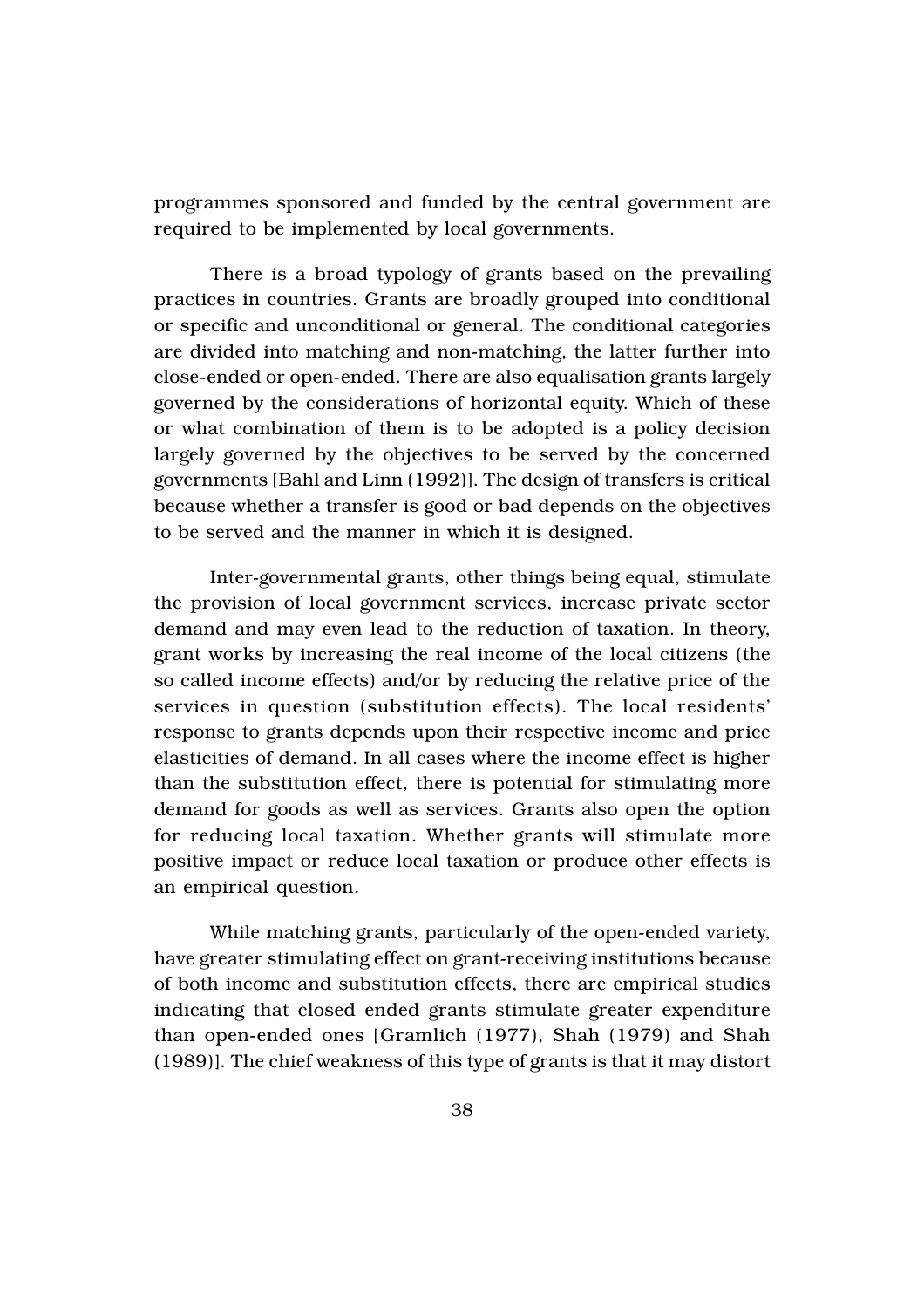programmes sponsored and funded by the central government are required to be implemented by local governments.

There is a broad typology of grants based on the prevailing practices in countries. Grants are broadly grouped into conditional or specific and unconditional or general. The conditional categories are divided into matching and non-matching, the latter further into close-ended or open-ended. There are also equalisation grants largely governed by the considerations of horizontal equity. Which of these or what combination of them is to be adopted is a policy decision largely governed by the objectives to be served by the concerned governments [Bahl and Linn (1992)]. The design of transfers is critical because whether a transfer is good or bad depends on the objectives to be served and the manner in which it is designed.

Inter-governmental grants, other things being equal, stimulate the provision of local government services, increase private sector demand and may even lead to the reduction of taxation. In theory, grant works by increasing the real income of the local citizens (the so called income effects) and/or by reducing the relative price of the services in question (substitution effects). The local residents' response to grants depends upon their respective income and price elasticities of demand. In all cases where the income effect is higher than the substitution effect, there is potential for stimulating more demand for goods as well as services. Grants also open the option for reducing local taxation. Whether grants will stimulate more positive impact or reduce local taxation or produce other effects is an empirical question.

While matching grants, particularly of the open-ended variety, have greater stimulating effect on grant-receiving institutions because of both income and substitution effects, there are empirical studies indicating that closed ended grants stimulate greater expenditure than open-ended ones [Gramlich (1977), Shah (1979) and Shah (1989)]. The chief weakness of this type of grants is that it may distort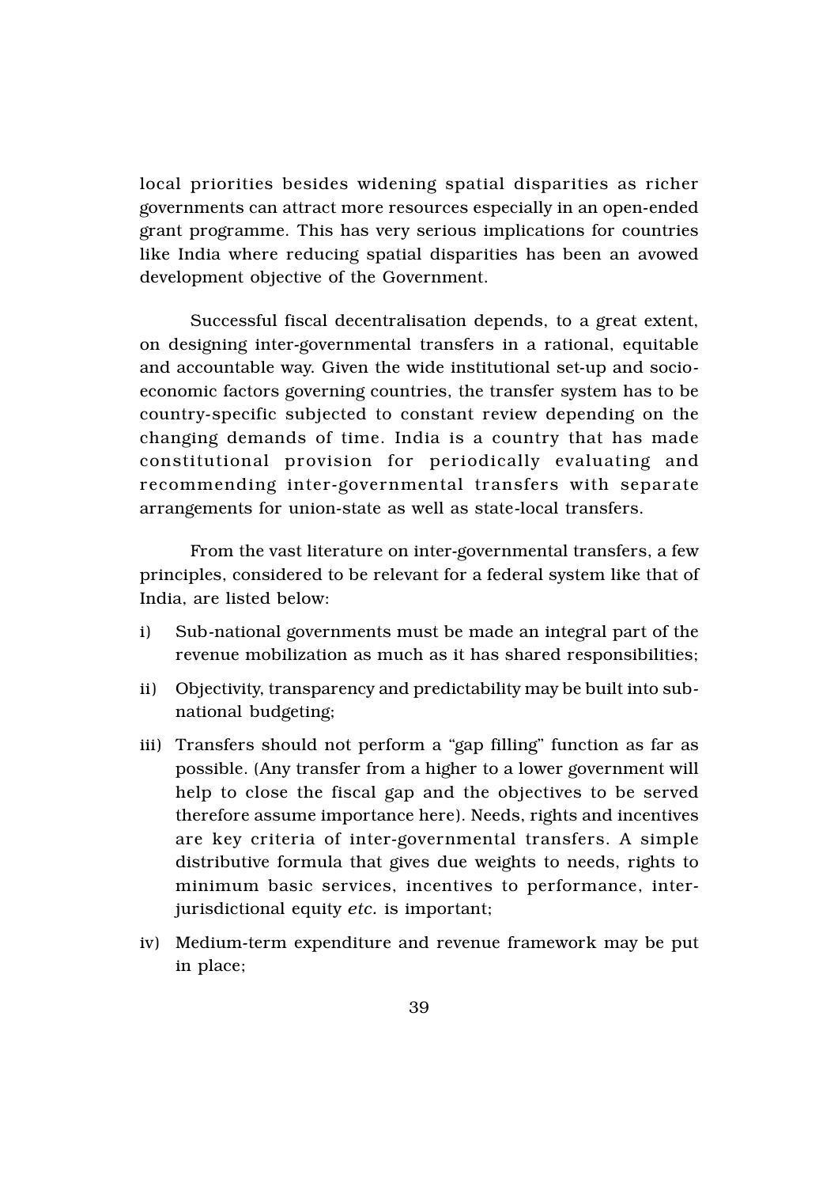local priorities besides widening spatial disparities as richer governments can attract more resources especially in an open-ended grant programme. This has very serious implications for countries like India where reducing spatial disparities has been an avowed development objective of the Government.

Successful fiscal decentralisation depends, to a great extent, on designing inter-governmental transfers in a rational, equitable and accountable way. Given the wide institutional set-up and socio-economic factors governing countries, the transfer system has to be country-specific subjected to constant review depending on the changing demands of time. India is a country that has made constitutional provision for periodically evaluating and recommending inter-governmental transfers with separate arrangements for union-state as well as state-local transfers.

From the vast literature on inter-governmental transfers, a few principles, considered to be relevant for a federal system like that of India, are listed below:

i) Sub-national governments must be made an integral part of the revenue mobilization as much as it has shared responsibilities;

ii) Objectivity, transparency and predictability may be built into sub-national budgeting;

iii) Transfers should not perform a "gap filling" function as far as possible. (Any transfer from a higher to a lower government will help to close the fiscal gap and the objectives to be served therefore assume importance here). Needs, rights and incentives are key criteria of inter-governmental transfers. A simple distributive formula that gives due weights to needs, rights to minimum basic services, incentives to performance, inter-jurisdictional equity *etc.* is important;

iv) Medium-term expenditure and revenue framework may be put in place;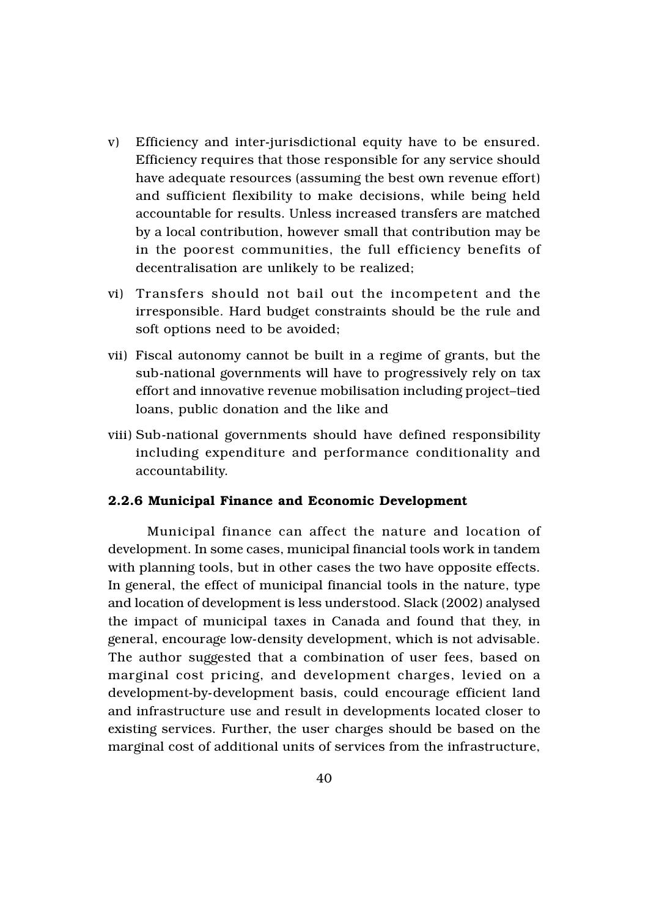v) Efficiency and inter-jurisdictional equity have to be ensured. Efficiency requires that those responsible for any service should have adequate resources (assuming the best own revenue effort) and sufficient flexibility to make decisions, while being held accountable for results. Unless increased transfers are matched by a local contribution, however small that contribution may be in the poorest communities, the full efficiency benefits of decentralisation are unlikely to be realized;

vi) Transfers should not bail out the incompetent and the irresponsible. Hard budget constraints should be the rule and soft options need to be avoided;

vii) Fiscal autonomy cannot be built in a regime of grants, but the sub-national governments will have to progressively rely on tax effort and innovative revenue mobilisation including project–tied loans, public donation and the like and

viii) Sub-national governments should have defined responsibility including expenditure and performance conditionality and accountability.

### 2.2.6 Municipal Finance and Economic Development

Municipal finance can affect the nature and location of development. In some cases, municipal financial tools work in tandem with planning tools, but in other cases the two have opposite effects. In general, the effect of municipal financial tools in the nature, type and location of development is less understood. Slack (2002) analysed the impact of municipal taxes in Canada and found that they, in general, encourage low-density development, which is not advisable. The author suggested that a combination of user fees, based on marginal cost pricing, and development charges, levied on a development-by-development basis, could encourage efficient land and infrastructure use and result in developments located closer to existing services. Further, the user charges should be based on the marginal cost of additional units of services from the infrastructure,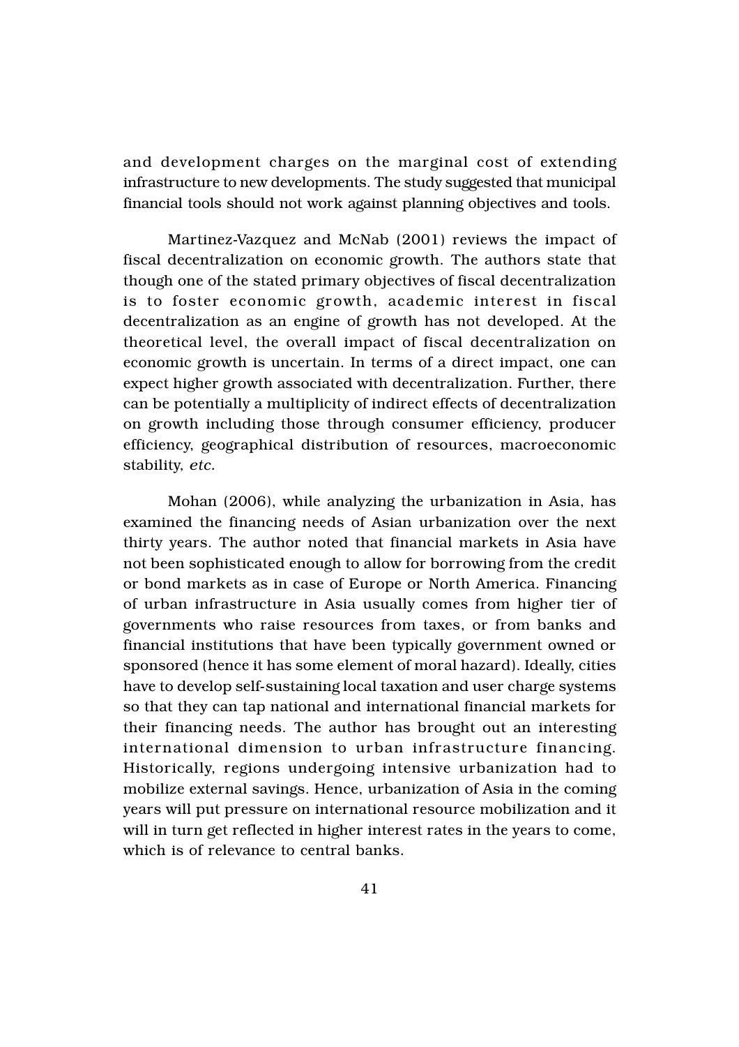and development charges on the marginal cost of extending infrastructure to new developments. The study suggested that municipal financial tools should not work against planning objectives and tools.

Martinez-Vazquez and McNab (2001) reviews the impact of fiscal decentralization on economic growth. The authors state that though one of the stated primary objectives of fiscal decentralization is to foster economic growth, academic interest in fiscal decentralization as an engine of growth has not developed. At the theoretical level, the overall impact of fiscal decentralization on economic growth is uncertain. In terms of a direct impact, one can expect higher growth associated with decentralization. Further, there can be potentially a multiplicity of indirect effects of decentralization on growth including those through consumer efficiency, producer efficiency, geographical distribution of resources, macroeconomic stability, *etc.*

Mohan (2006), while analyzing the urbanization in Asia, has examined the financing needs of Asian urbanization over the next thirty years. The author noted that financial markets in Asia have not been sophisticated enough to allow for borrowing from the credit or bond markets as in case of Europe or North America. Financing of urban infrastructure in Asia usually comes from higher tier of governments who raise resources from taxes, or from banks and financial institutions that have been typically government owned or sponsored (hence it has some element of moral hazard). Ideally, cities have to develop self-sustaining local taxation and user charge systems so that they can tap national and international financial markets for their financing needs. The author has brought out an interesting international dimension to urban infrastructure financing. Historically, regions undergoing intensive urbanization had to mobilize external savings. Hence, urbanization of Asia in the coming years will put pressure on international resource mobilization and it will in turn get reflected in higher interest rates in the years to come, which is of relevance to central banks.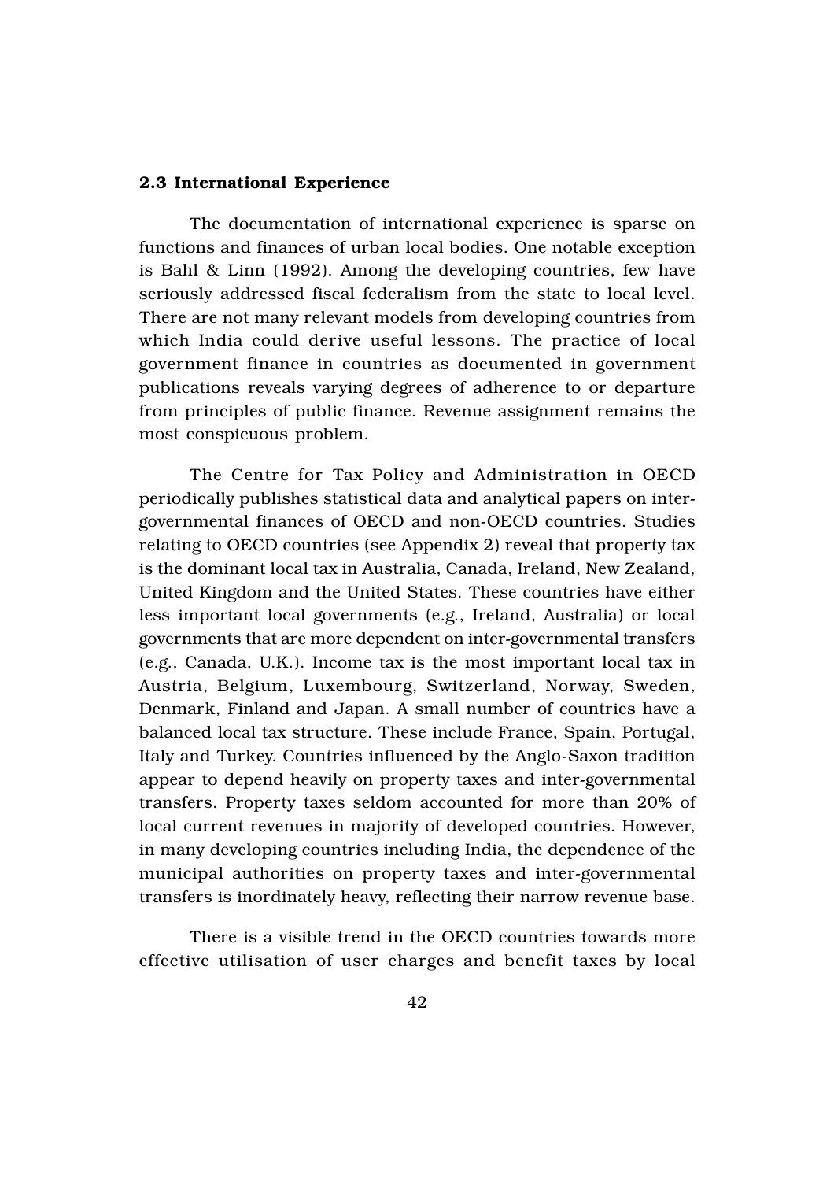### 2.3 International Experience

The documentation of international experience is sparse on functions and finances of urban local bodies. One notable exception is Bahl & Linn (1992). Among the developing countries, few have seriously addressed fiscal federalism from the state to local level. There are not many relevant models from developing countries from which India could derive useful lessons. The practice of local government finance in countries as documented in government publications reveals varying degrees of adherence to or departure from principles of public finance. Revenue assignment remains the most conspicuous problem.

The Centre for Tax Policy and Administration in OECD periodically publishes statistical data and analytical papers on inter-governmental finances of OECD and non-OECD countries. Studies relating to OECD countries (see Appendix 2) reveal that property tax is the dominant local tax in Australia, Canada, Ireland, New Zealand, United Kingdom and the United States. These countries have either less important local governments (e.g., Ireland, Australia) or local governments that are more dependent on inter-governmental transfers (e.g., Canada, U.K.). Income tax is the most important local tax in Austria, Belgium, Luxembourg, Switzerland, Norway, Sweden, Denmark, Finland and Japan. A small number of countries have a balanced local tax structure. These include France, Spain, Portugal, Italy and Turkey. Countries influenced by the Anglo-Saxon tradition appear to depend heavily on property taxes and inter-governmental transfers. Property taxes seldom accounted for more than 20% of local current revenues in majority of developed countries. However, in many developing countries including India, the dependence of the municipal authorities on property taxes and inter-governmental transfers is inordinately heavy, reflecting their narrow revenue base.

There is a visible trend in the OECD countries towards more effective utilisation of user charges and benefit taxes by local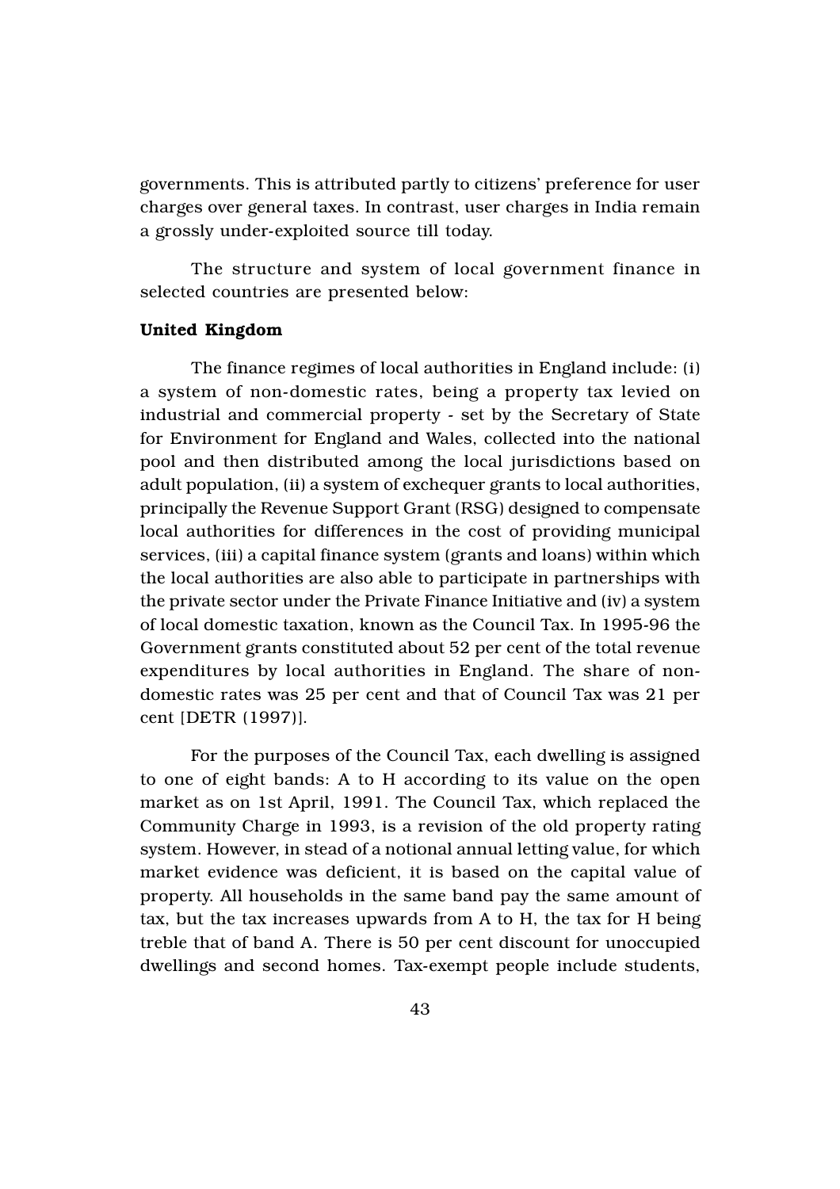governments. This is attributed partly to citizens' preference for user charges over general taxes. In contrast, user charges in India remain a grossly under-exploited source till today.

The structure and system of local government finance in selected countries are presented below:

**United Kingdom**

The finance regimes of local authorities in England include: (i) a system of non-domestic rates, being a property tax levied on industrial and commercial property - set by the Secretary of State for Environment for England and Wales, collected into the national pool and then distributed among the local jurisdictions based on adult population, (ii) a system of exchequer grants to local authorities, principally the Revenue Support Grant (RSG) designed to compensate local authorities for differences in the cost of providing municipal services, (iii) a capital finance system (grants and loans) within which the local authorities are also able to participate in partnerships with the private sector under the Private Finance Initiative and (iv) a system of local domestic taxation, known as the Council Tax. In 1995-96 the Government grants constituted about 52 per cent of the total revenue expenditures by local authorities in England. The share of non-domestic rates was 25 per cent and that of Council Tax was 21 per cent [DETR (1997)].

For the purposes of the Council Tax, each dwelling is assigned to one of eight bands: A to H according to its value on the open market as on 1st April, 1991. The Council Tax, which replaced the Community Charge in 1993, is a revision of the old property rating system. However, in stead of a notional annual letting value, for which market evidence was deficient, it is based on the capital value of property. All households in the same band pay the same amount of tax, but the tax increases upwards from A to H, the tax for H being treble that of band A. There is 50 per cent discount for unoccupied dwellings and second homes. Tax-exempt people include students,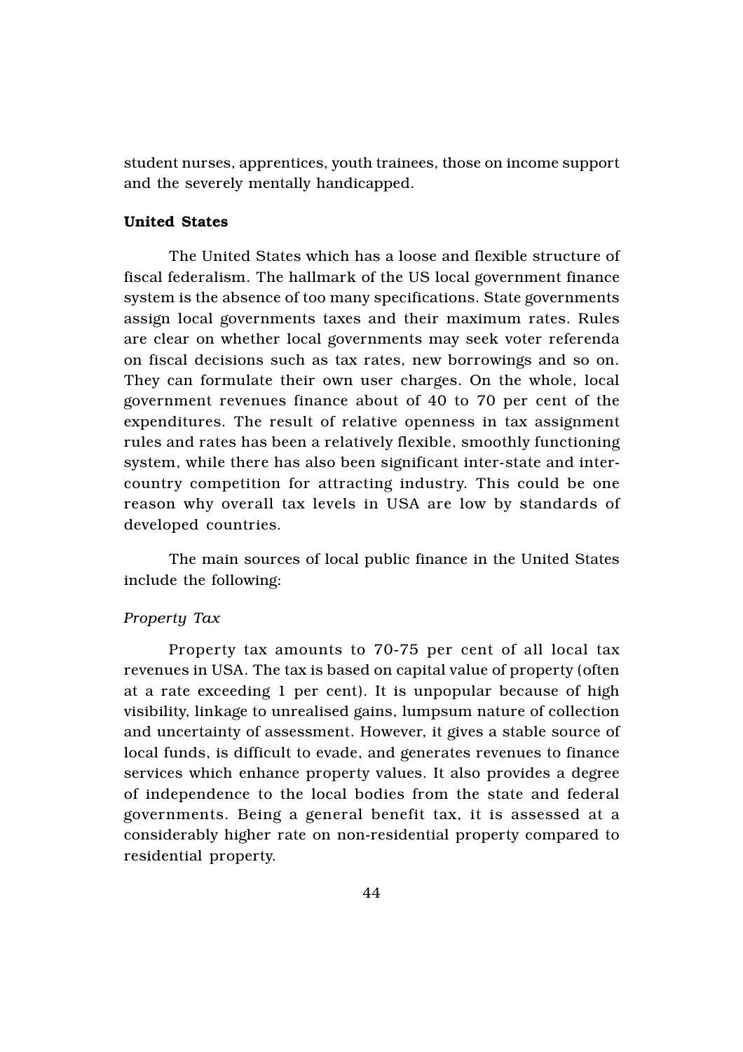student nurses, apprentices, youth trainees, those on income support and the severely mentally handicapped.

**United States**

The United States which has a loose and flexible structure of fiscal federalism. The hallmark of the US local government finance system is the absence of too many specifications. State governments assign local governments taxes and their maximum rates. Rules are clear on whether local governments may seek voter referenda on fiscal decisions such as tax rates, new borrowings and so on. They can formulate their own user charges. On the whole, local government revenues finance about of 40 to 70 per cent of the expenditures. The result of relative openness in tax assignment rules and rates has been a relatively flexible, smoothly functioning system, while there has also been significant inter-state and inter-country competition for attracting industry. This could be one reason why overall tax levels in USA are low by standards of developed countries.

The main sources of local public finance in the United States include the following:

*Property Tax*

Property tax amounts to 70-75 per cent of all local tax revenues in USA. The tax is based on capital value of property (often at a rate exceeding 1 per cent). It is unpopular because of high visibility, linkage to unrealised gains, lumpsum nature of collection and uncertainty of assessment. However, it gives a stable source of local funds, is difficult to evade, and generates revenues to finance services which enhance property values. It also provides a degree of independence to the local bodies from the state and federal governments. Being a general benefit tax, it is assessed at a considerably higher rate on non-residential property compared to residential property.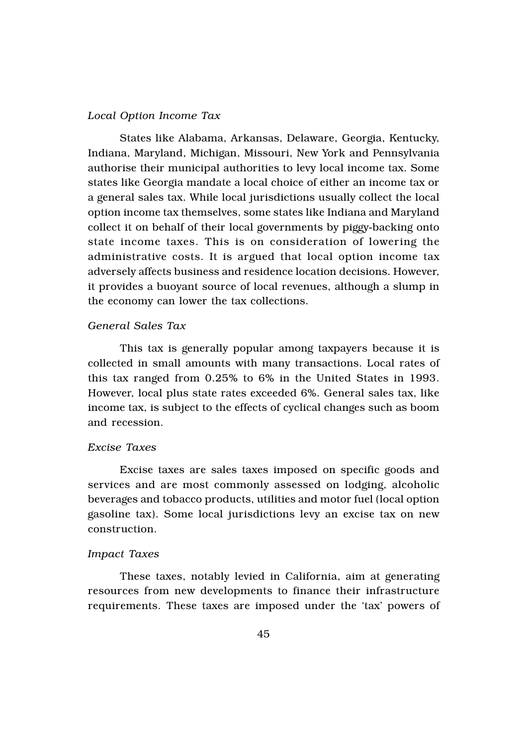*Local Option Income Tax*

States like Alabama, Arkansas, Delaware, Georgia, Kentucky, Indiana, Maryland, Michigan, Missouri, New York and Pennsylvania authorise their municipal authorities to levy local income tax. Some states like Georgia mandate a local choice of either an income tax or a general sales tax. While local jurisdictions usually collect the local option income tax themselves, some states like Indiana and Maryland collect it on behalf of their local governments by piggy-backing onto state income taxes. This is on consideration of lowering the administrative costs. It is argued that local option income tax adversely affects business and residence location decisions. However, it provides a buoyant source of local revenues, although a slump in the economy can lower the tax collections.

*General Sales Tax*

This tax is generally popular among taxpayers because it is collected in small amounts with many transactions. Local rates of this tax ranged from 0.25% to 6% in the United States in 1993. However, local plus state rates exceeded 6%. General sales tax, like income tax, is subject to the effects of cyclical changes such as boom and recession.

*Excise Taxes*

Excise taxes are sales taxes imposed on specific goods and services and are most commonly assessed on lodging, alcoholic beverages and tobacco products, utilities and motor fuel (local option gasoline tax). Some local jurisdictions levy an excise tax on new construction.

*Impact Taxes*

These taxes, notably levied in California, aim at generating resources from new developments to finance their infrastructure requirements. These taxes are imposed under the 'tax' powers of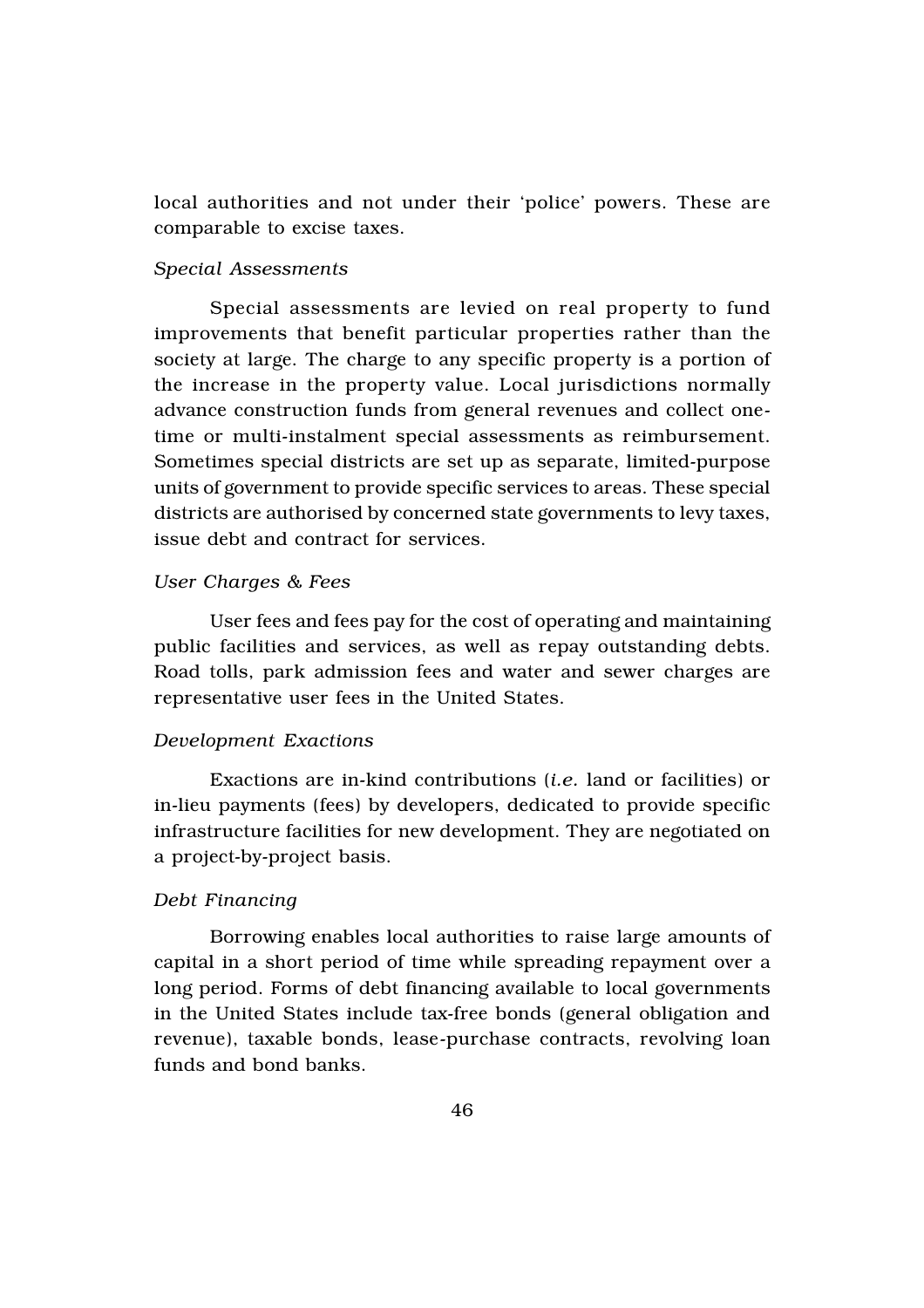local authorities and not under their 'police' powers. These are comparable to excise taxes.

*Special Assessments*

Special assessments are levied on real property to fund improvements that benefit particular properties rather than the society at large. The charge to any specific property is a portion of the increase in the property value. Local jurisdictions normally advance construction funds from general revenues and collect one-time or multi-instalment special assessments as reimbursement. Sometimes special districts are set up as separate, limited-purpose units of government to provide specific services to areas. These special districts are authorised by concerned state governments to levy taxes, issue debt and contract for services.

*User Charges & Fees*

User fees and fees pay for the cost of operating and maintaining public facilities and services, as well as repay outstanding debts. Road tolls, park admission fees and water and sewer charges are representative user fees in the United States.

*Development Exactions*

Exactions are in-kind contributions (*i.e.* land or facilities) or in-lieu payments (fees) by developers, dedicated to provide specific infrastructure facilities for new development. They are negotiated on a project-by-project basis.

*Debt Financing*

Borrowing enables local authorities to raise large amounts of capital in a short period of time while spreading repayment over a long period. Forms of debt financing available to local governments in the United States include tax-free bonds (general obligation and revenue), taxable bonds, lease-purchase contracts, revolving loan funds and bond banks.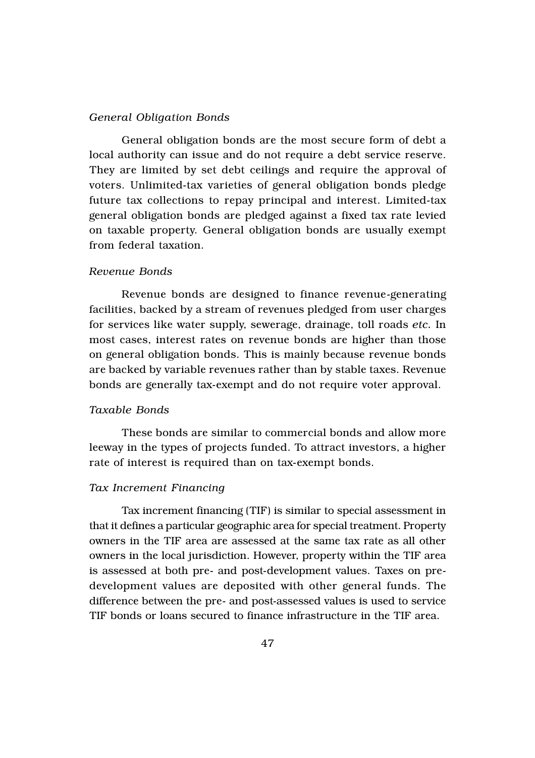*General Obligation Bonds*

General obligation bonds are the most secure form of debt a local authority can issue and do not require a debt service reserve. They are limited by set debt ceilings and require the approval of voters. Unlimited-tax varieties of general obligation bonds pledge future tax collections to repay principal and interest. Limited-tax general obligation bonds are pledged against a fixed tax rate levied on taxable property. General obligation bonds are usually exempt from federal taxation.

*Revenue Bonds*

Revenue bonds are designed to finance revenue-generating facilities, backed by a stream of revenues pledged from user charges for services like water supply, sewerage, drainage, toll roads *etc.* In most cases, interest rates on revenue bonds are higher than those on general obligation bonds. This is mainly because revenue bonds are backed by variable revenues rather than by stable taxes. Revenue bonds are generally tax-exempt and do not require voter approval.

*Taxable Bonds*

These bonds are similar to commercial bonds and allow more leeway in the types of projects funded. To attract investors, a higher rate of interest is required than on tax-exempt bonds.

*Tax Increment Financing*

Tax increment financing (TIF) is similar to special assessment in that it defines a particular geographic area for special treatment. Property owners in the TIF area are assessed at the same tax rate as all other owners in the local jurisdiction. However, property within the TIF area is assessed at both pre- and post-development values. Taxes on pre-development values are deposited with other general funds. The difference between the pre- and post-assessed values is used to service TIF bonds or loans secured to finance infrastructure in the TIF area.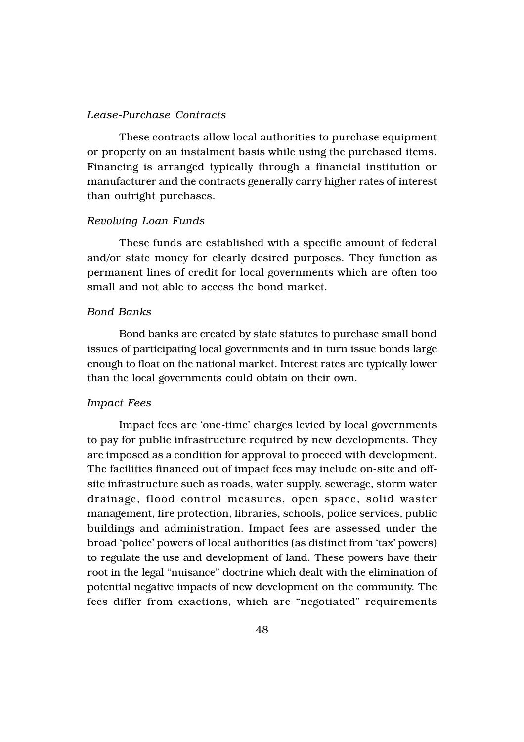*Lease-Purchase Contracts*

These contracts allow local authorities to purchase equipment or property on an instalment basis while using the purchased items. Financing is arranged typically through a financial institution or manufacturer and the contracts generally carry higher rates of interest than outright purchases.

*Revolving Loan Funds*

These funds are established with a specific amount of federal and/or state money for clearly desired purposes. They function as permanent lines of credit for local governments which are often too small and not able to access the bond market.

*Bond Banks*

Bond banks are created by state statutes to purchase small bond issues of participating local governments and in turn issue bonds large enough to float on the national market. Interest rates are typically lower than the local governments could obtain on their own.

*Impact Fees*

Impact fees are 'one-time' charges levied by local governments to pay for public infrastructure required by new developments. They are imposed as a condition for approval to proceed with development. The facilities financed out of impact fees may include on-site and off-site infrastructure such as roads, water supply, sewerage, storm water drainage, flood control measures, open space, solid waster management, fire protection, libraries, schools, police services, public buildings and administration. Impact fees are assessed under the broad 'police' powers of local authorities (as distinct from 'tax' powers) to regulate the use and development of land. These powers have their root in the legal "nuisance" doctrine which dealt with the elimination of potential negative impacts of new development on the community. The fees differ from exactions, which are "negotiated" requirements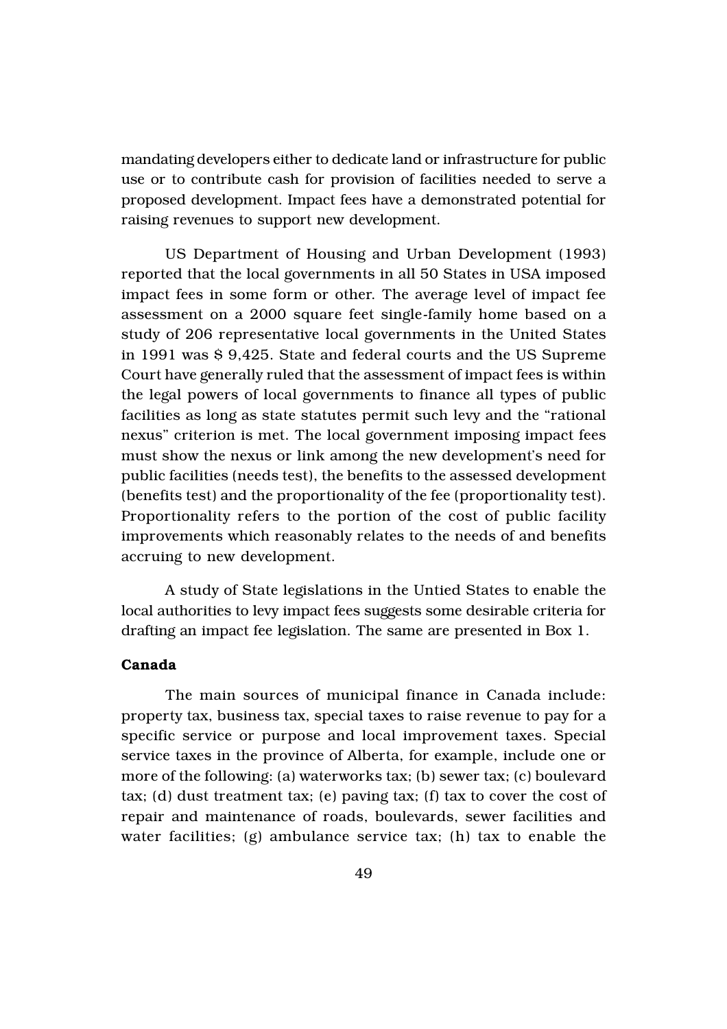mandating developers either to dedicate land or infrastructure for public use or to contribute cash for provision of facilities needed to serve a proposed development. Impact fees have a demonstrated potential for raising revenues to support new development.

US Department of Housing and Urban Development (1993) reported that the local governments in all 50 States in USA imposed impact fees in some form or other. The average level of impact fee assessment on a 2000 square feet single-family home based on a study of 206 representative local governments in the United States in 1991 was $ 9,425. State and federal courts and the US Supreme Court have generally ruled that the assessment of impact fees is within the legal powers of local governments to finance all types of public facilities as long as state statutes permit such levy and the "rational nexus" criterion is met. The local government imposing impact fees must show the nexus or link among the new development's need for public facilities (needs test), the benefits to the assessed development (benefits test) and the proportionality of the fee (proportionality test). Proportionality refers to the portion of the cost of public facility improvements which reasonably relates to the needs of and benefits accruing to new development.

A study of State legislations in the Untied States to enable the local authorities to levy impact fees suggests some desirable criteria for drafting an impact fee legislation. The same are presented in Box 1.

**Canada**

The main sources of municipal finance in Canada include: property tax, business tax, special taxes to raise revenue to pay for a specific service or purpose and local improvement taxes. Special service taxes in the province of Alberta, for example, include one or more of the following: (a) waterworks tax; (b) sewer tax; (c) boulevard tax; (d) dust treatment tax; (e) paving tax; (f) tax to cover the cost of repair and maintenance of roads, boulevards, sewer facilities and water facilities; (g) ambulance service tax; (h) tax to enable the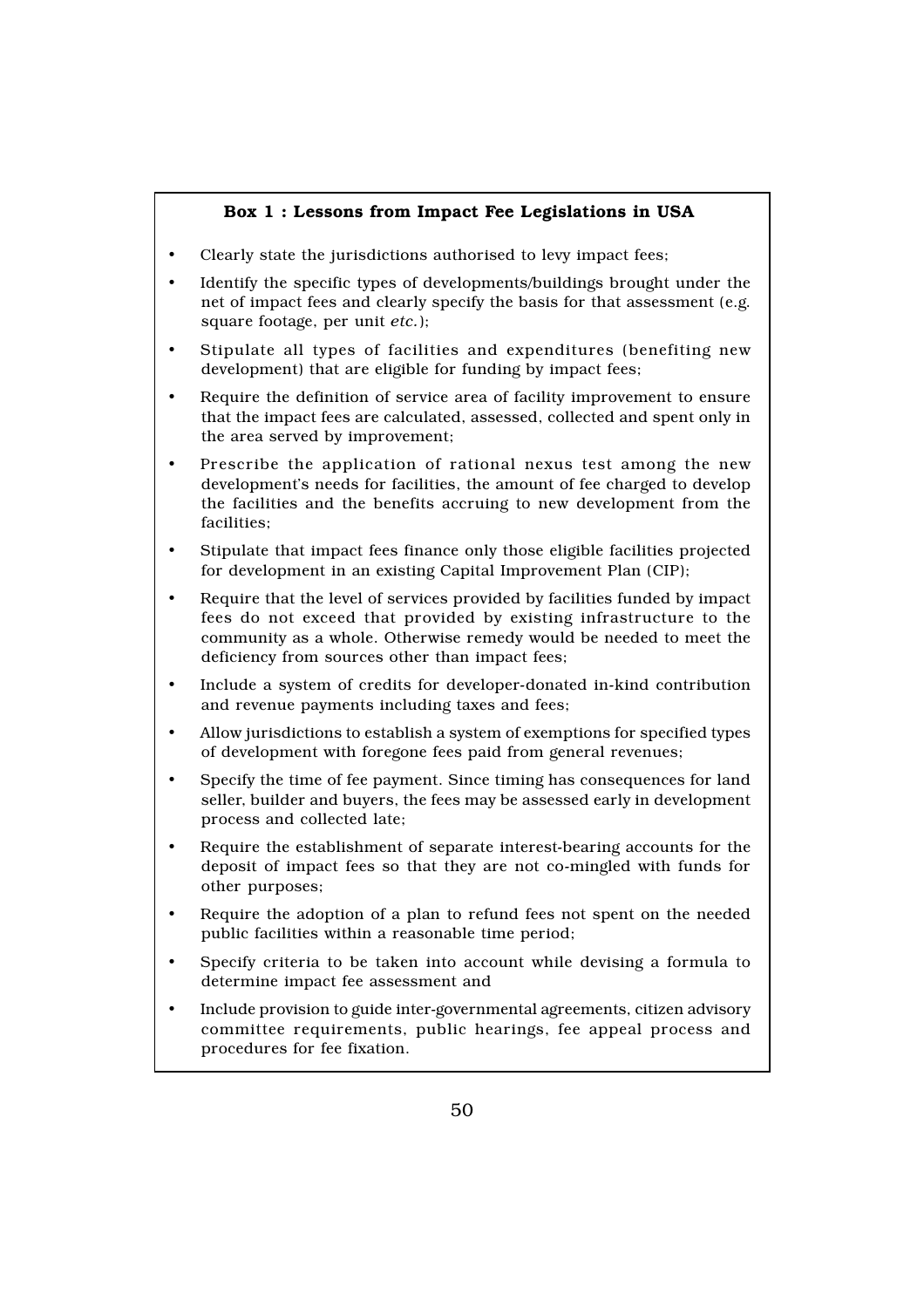**Box 1 : Lessons from Impact Fee Legislations in USA**

- Clearly state the jurisdictions authorised to levy impact fees;
- Identify the specific types of developments/buildings brought under the net of impact fees and clearly specify the basis for that assessment (e.g. square footage, per unit *etc.*);
- Stipulate all types of facilities and expenditures (benefiting new development) that are eligible for funding by impact fees;
- Require the definition of service area of facility improvement to ensure that the impact fees are calculated, assessed, collected and spent only in the area served by improvement;
- Prescribe the application of rational nexus test among the new development's needs for facilities, the amount of fee charged to develop the facilities and the benefits accruing to new development from the facilities;
- Stipulate that impact fees finance only those eligible facilities projected for development in an existing Capital Improvement Plan (CIP);
- Require that the level of services provided by facilities funded by impact fees do not exceed that provided by existing infrastructure to the community as a whole. Otherwise remedy would be needed to meet the deficiency from sources other than impact fees;
- Include a system of credits for developer-donated in-kind contribution and revenue payments including taxes and fees;
- Allow jurisdictions to establish a system of exemptions for specified types of development with foregone fees paid from general revenues;
- Specify the time of fee payment. Since timing has consequences for land seller, builder and buyers, the fees may be assessed early in development process and collected late;
- Require the establishment of separate interest-bearing accounts for the deposit of impact fees so that they are not co-mingled with funds for other purposes;
- Require the adoption of a plan to refund fees not spent on the needed public facilities within a reasonable time period;
- Specify criteria to be taken into account while devising a formula to determine impact fee assessment and
- Include provision to guide inter-governmental agreements, citizen advisory committee requirements, public hearings, fee appeal process and procedures for fee fixation.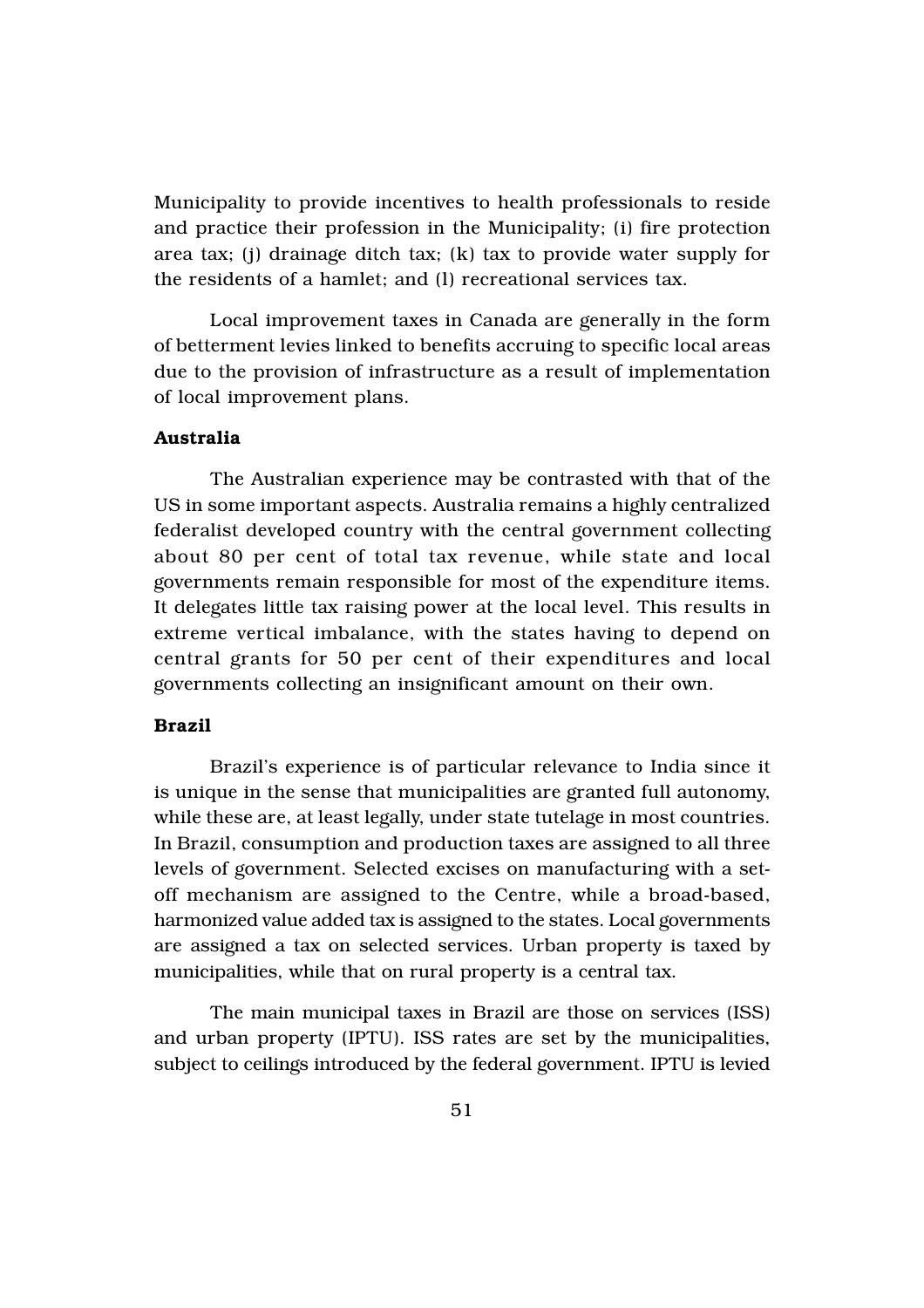Municipality to provide incentives to health professionals to reside and practice their profession in the Municipality; (i) fire protection area tax; (j) drainage ditch tax; (k) tax to provide water supply for the residents of a hamlet; and (l) recreational services tax.

Local improvement taxes in Canada are generally in the form of betterment levies linked to benefits accruing to specific local areas due to the provision of infrastructure as a result of implementation of local improvement plans.

**Australia**

The Australian experience may be contrasted with that of the US in some important aspects. Australia remains a highly centralized federalist developed country with the central government collecting about 80 per cent of total tax revenue, while state and local governments remain responsible for most of the expenditure items. It delegates little tax raising power at the local level. This results in extreme vertical imbalance, with the states having to depend on central grants for 50 per cent of their expenditures and local governments collecting an insignificant amount on their own.

**Brazil**

Brazil's experience is of particular relevance to India since it is unique in the sense that municipalities are granted full autonomy, while these are, at least legally, under state tutelage in most countries. In Brazil, consumption and production taxes are assigned to all three levels of government. Selected excises on manufacturing with a set-off mechanism are assigned to the Centre, while a broad-based, harmonized value added tax is assigned to the states. Local governments are assigned a tax on selected services. Urban property is taxed by municipalities, while that on rural property is a central tax.

The main municipal taxes in Brazil are those on services (ISS) and urban property (IPTU). ISS rates are set by the municipalities, subject to ceilings introduced by the federal government. IPTU is levied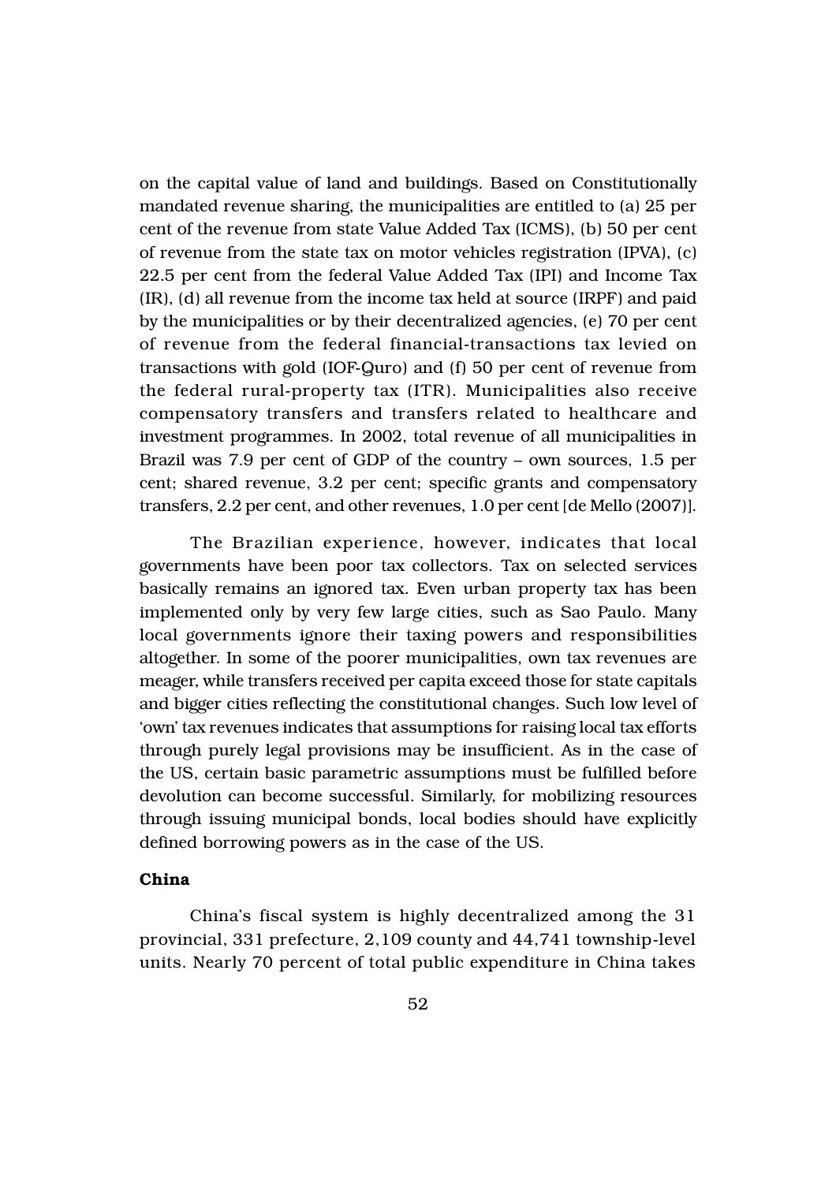on the capital value of land and buildings. Based on Constitutionally mandated revenue sharing, the municipalities are entitled to (a) 25 per cent of the revenue from state Value Added Tax (ICMS), (b) 50 per cent of revenue from the state tax on motor vehicles registration (IPVA), (c) 22.5 per cent from the federal Value Added Tax (IPI) and Income Tax (IR), (d) all revenue from the income tax held at source (IRPF) and paid by the municipalities or by their decentralized agencies, (e) 70 per cent of revenue from the federal financial-transactions tax levied on transactions with gold (IOF-Quro) and (f) 50 per cent of revenue from the federal rural-property tax (ITR). Municipalities also receive compensatory transfers and transfers related to healthcare and investment programmes. In 2002, total revenue of all municipalities in Brazil was 7.9 per cent of GDP of the country – own sources, 1.5 per cent; shared revenue, 3.2 per cent; specific grants and compensatory transfers, 2.2 per cent, and other revenues, 1.0 per cent [de Mello (2007)].

The Brazilian experience, however, indicates that local governments have been poor tax collectors. Tax on selected services basically remains an ignored tax. Even urban property tax has been implemented only by very few large cities, such as Sao Paulo. Many local governments ignore their taxing powers and responsibilities altogether. In some of the poorer municipalities, own tax revenues are meager, while transfers received per capita exceed those for state capitals and bigger cities reflecting the constitutional changes. Such low level of 'own' tax revenues indicates that assumptions for raising local tax efforts through purely legal provisions may be insufficient. As in the case of the US, certain basic parametric assumptions must be fulfilled before devolution can become successful. Similarly, for mobilizing resources through issuing municipal bonds, local bodies should have explicitly defined borrowing powers as in the case of the US.

**China**

China's fiscal system is highly decentralized among the 31 provincial, 331 prefecture, 2,109 county and 44,741 township-level units. Nearly 70 percent of total public expenditure in China takes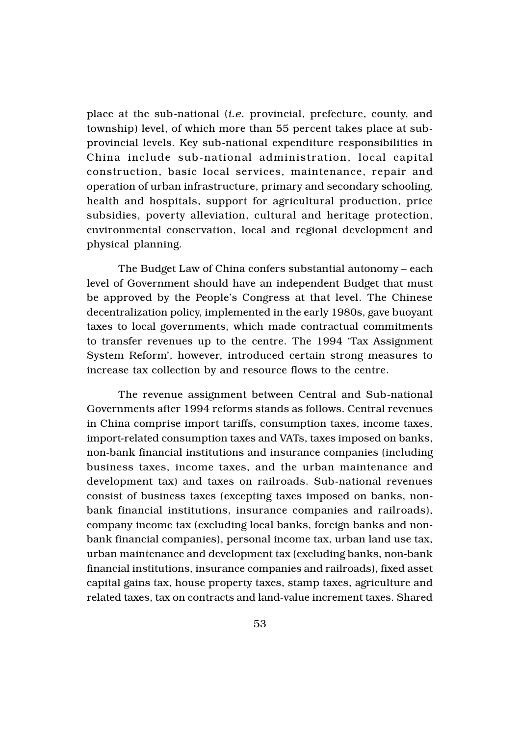place at the sub-national (*i.e.* provincial, prefecture, county, and township) level, of which more than 55 percent takes place at sub-provincial levels. Key sub-national expenditure responsibilities in China include sub-national administration, local capital construction, basic local services, maintenance, repair and operation of urban infrastructure, primary and secondary schooling, health and hospitals, support for agricultural production, price subsidies, poverty alleviation, cultural and heritage protection, environmental conservation, local and regional development and physical planning.

The Budget Law of China confers substantial autonomy – each level of Government should have an independent Budget that must be approved by the People's Congress at that level. The Chinese decentralization policy, implemented in the early 1980s, gave buoyant taxes to local governments, which made contractual commitments to transfer revenues up to the centre. The 1994 'Tax Assignment System Reform', however, introduced certain strong measures to increase tax collection by and resource flows to the centre.

The revenue assignment between Central and Sub-national Governments after 1994 reforms stands as follows. Central revenues in China comprise import tariffs, consumption taxes, income taxes, import-related consumption taxes and VATs, taxes imposed on banks, non-bank financial institutions and insurance companies (including business taxes, income taxes, and the urban maintenance and development tax) and taxes on railroads. Sub-national revenues consist of business taxes (excepting taxes imposed on banks, non-bank financial institutions, insurance companies and railroads), company income tax (excluding local banks, foreign banks and non-bank financial companies), personal income tax, urban land use tax, urban maintenance and development tax (excluding banks, non-bank financial institutions, insurance companies and railroads), fixed asset capital gains tax, house property taxes, stamp taxes, agriculture and related taxes, tax on contracts and land-value increment taxes. Shared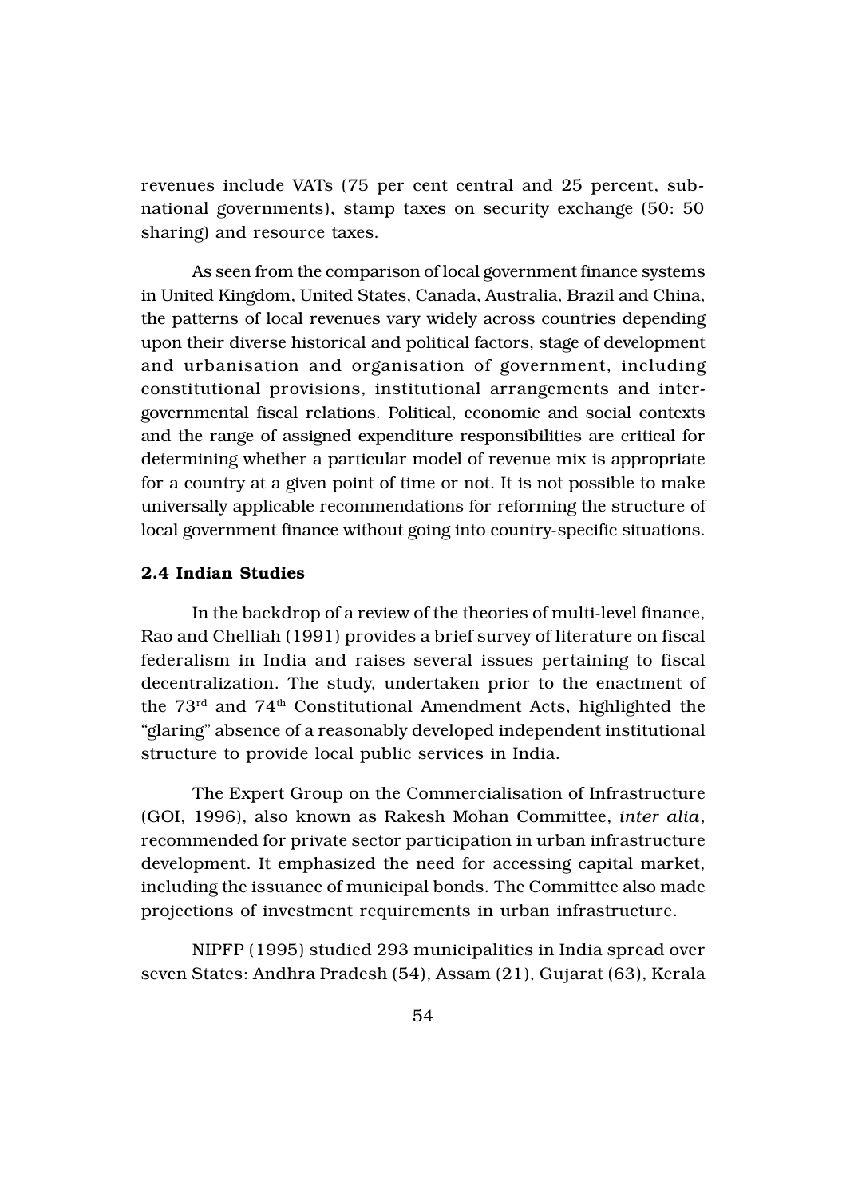revenues include VATs (75 per cent central and 25 percent, sub-national governments), stamp taxes on security exchange (50: 50 sharing) and resource taxes.

As seen from the comparison of local government finance systems in United Kingdom, United States, Canada, Australia, Brazil and China, the patterns of local revenues vary widely across countries depending upon their diverse historical and political factors, stage of development and urbanisation and organisation of government, including constitutional provisions, institutional arrangements and inter-governmental fiscal relations. Political, economic and social contexts and the range of assigned expenditure responsibilities are critical for determining whether a particular model of revenue mix is appropriate for a country at a given point of time or not. It is not possible to make universally applicable recommendations for reforming the structure of local government finance without going into country-specific situations.

### 2.4 Indian Studies

In the backdrop of a review of the theories of multi-level finance, Rao and Chelliah (1991) provides a brief survey of literature on fiscal federalism in India and raises several issues pertaining to fiscal decentralization. The study, undertaken prior to the enactment of the 73rd and 74th Constitutional Amendment Acts, highlighted the "glaring" absence of a reasonably developed independent institutional structure to provide local public services in India.

The Expert Group on the Commercialisation of Infrastructure (GOI, 1996), also known as Rakesh Mohan Committee, *inter alia*, recommended for private sector participation in urban infrastructure development. It emphasized the need for accessing capital market, including the issuance of municipal bonds. The Committee also made projections of investment requirements in urban infrastructure.

NIPFP (1995) studied 293 municipalities in India spread over seven States: Andhra Pradesh (54), Assam (21), Gujarat (63), Kerala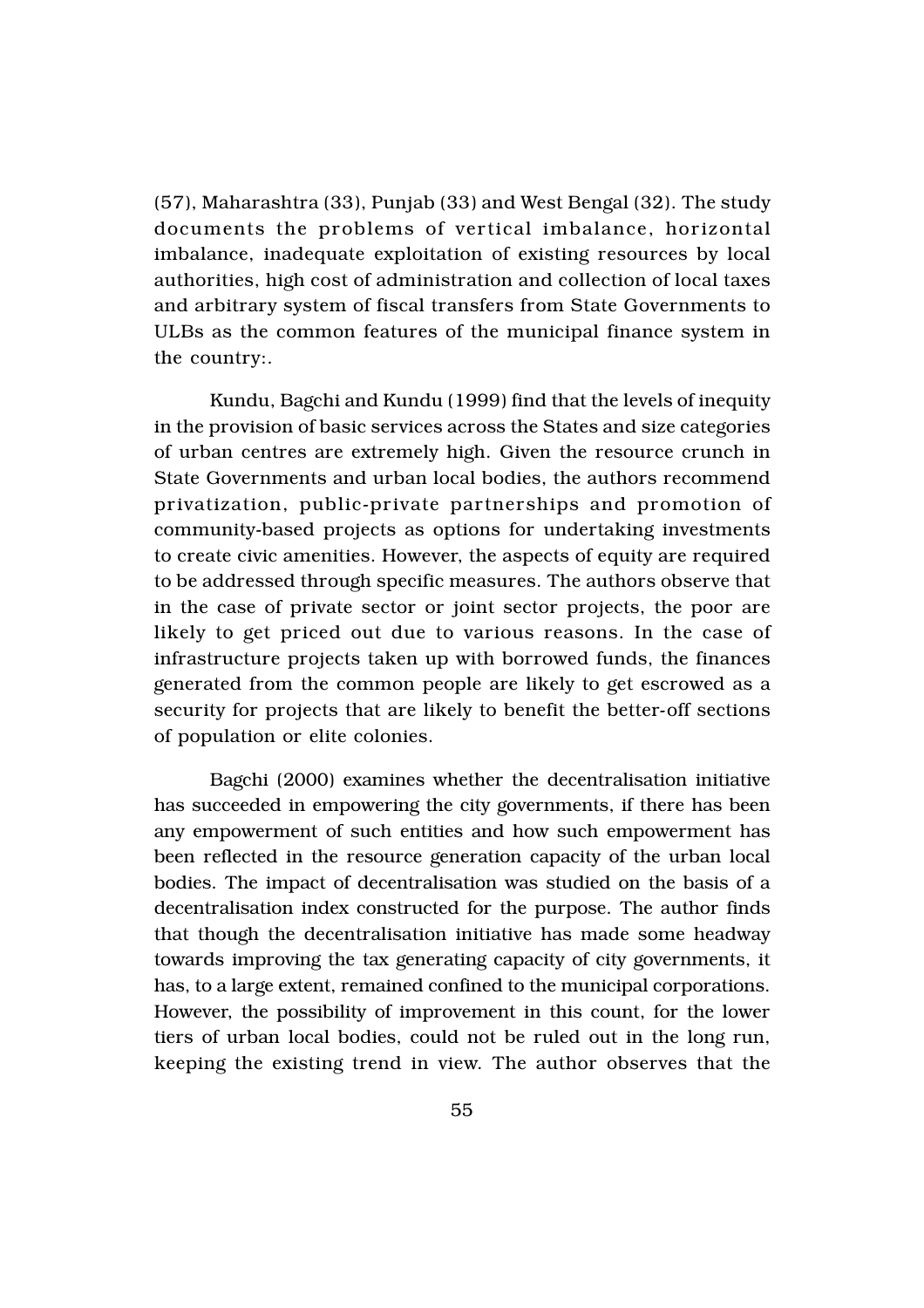(57), Maharashtra (33), Punjab (33) and West Bengal (32). The study documents the problems of vertical imbalance, horizontal imbalance, inadequate exploitation of existing resources by local authorities, high cost of administration and collection of local taxes and arbitrary system of fiscal transfers from State Governments to ULBs as the common features of the municipal finance system in the country:.

Kundu, Bagchi and Kundu (1999) find that the levels of inequity in the provision of basic services across the States and size categories of urban centres are extremely high. Given the resource crunch in State Governments and urban local bodies, the authors recommend privatization, public-private partnerships and promotion of community-based projects as options for undertaking investments to create civic amenities. However, the aspects of equity are required to be addressed through specific measures. The authors observe that in the case of private sector or joint sector projects, the poor are likely to get priced out due to various reasons. In the case of infrastructure projects taken up with borrowed funds, the finances generated from the common people are likely to get escrowed as a security for projects that are likely to benefit the better-off sections of population or elite colonies.

Bagchi (2000) examines whether the decentralisation initiative has succeeded in empowering the city governments, if there has been any empowerment of such entities and how such empowerment has been reflected in the resource generation capacity of the urban local bodies. The impact of decentralisation was studied on the basis of a decentralisation index constructed for the purpose. The author finds that though the decentralisation initiative has made some headway towards improving the tax generating capacity of city governments, it has, to a large extent, remained confined to the municipal corporations. However, the possibility of improvement in this count, for the lower tiers of urban local bodies, could not be ruled out in the long run, keeping the existing trend in view. The author observes that the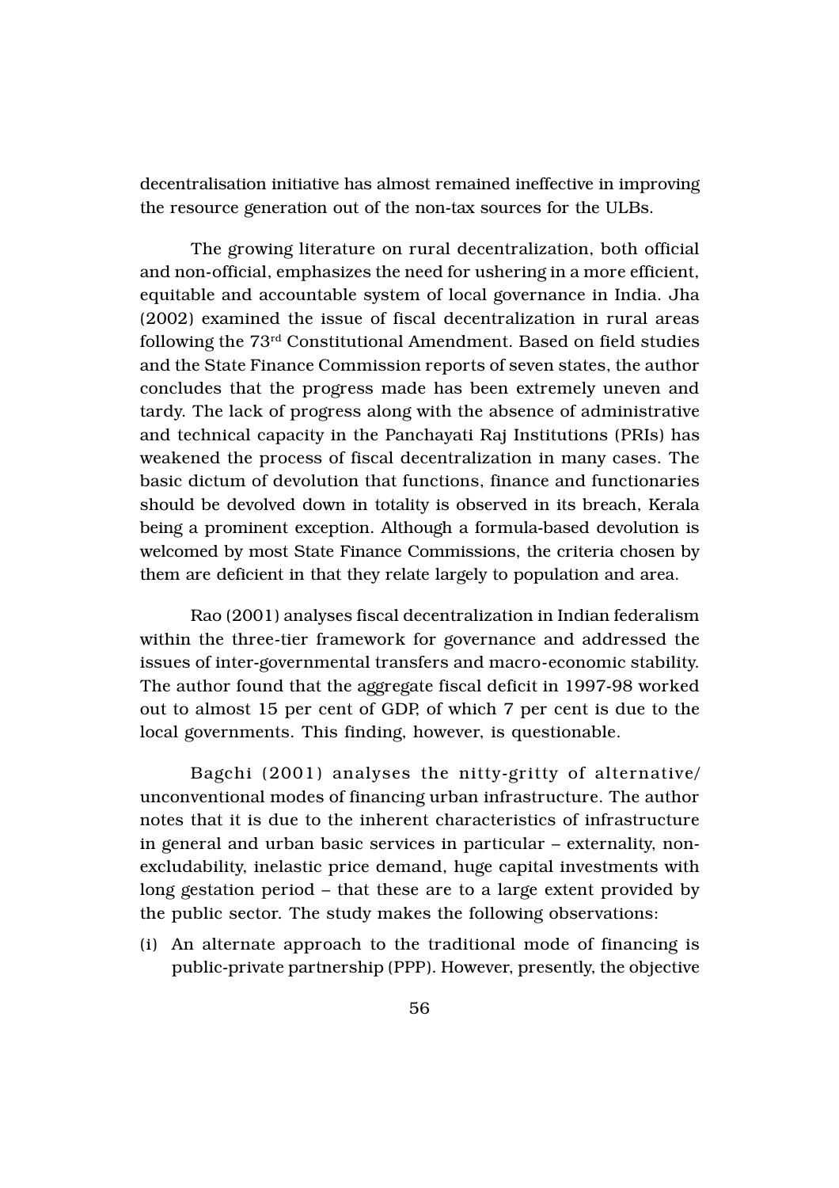decentralisation initiative has almost remained ineffective in improving the resource generation out of the non-tax sources for the ULBs.

The growing literature on rural decentralization, both official and non-official, emphasizes the need for ushering in a more efficient, equitable and accountable system of local governance in India. Jha (2002) examined the issue of fiscal decentralization in rural areas following the 73rd Constitutional Amendment. Based on field studies and the State Finance Commission reports of seven states, the author concludes that the progress made has been extremely uneven and tardy. The lack of progress along with the absence of administrative and technical capacity in the Panchayati Raj Institutions (PRIs) has weakened the process of fiscal decentralization in many cases. The basic dictum of devolution that functions, finance and functionaries should be devolved down in totality is observed in its breach, Kerala being a prominent exception. Although a formula-based devolution is welcomed by most State Finance Commissions, the criteria chosen by them are deficient in that they relate largely to population and area.

Rao (2001) analyses fiscal decentralization in Indian federalism within the three-tier framework for governance and addressed the issues of inter-governmental transfers and macro-economic stability. The author found that the aggregate fiscal deficit in 1997-98 worked out to almost 15 per cent of GDP, of which 7 per cent is due to the local governments. This finding, however, is questionable.

Bagchi (2001) analyses the nitty-gritty of alternative/ unconventional modes of financing urban infrastructure. The author notes that it is due to the inherent characteristics of infrastructure in general and urban basic services in particular – externality, non-excludability, inelastic price demand, huge capital investments with long gestation period – that these are to a large extent provided by the public sector. The study makes the following observations:

(i) An alternate approach to the traditional mode of financing is public-private partnership (PPP). However, presently, the objective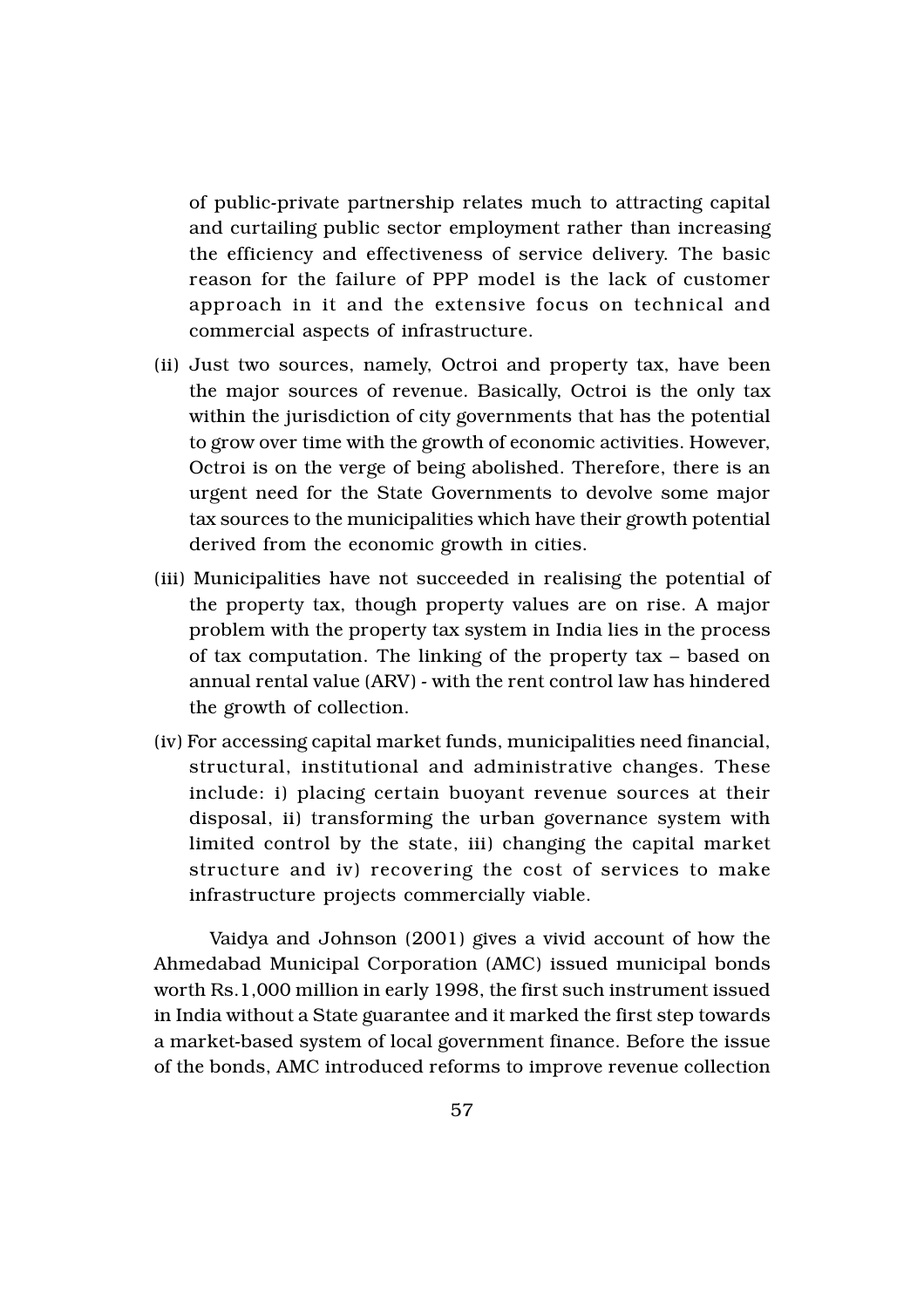of public-private partnership relates much to attracting capital and curtailing public sector employment rather than increasing the efficiency and effectiveness of service delivery. The basic reason for the failure of PPP model is the lack of customer approach in it and the extensive focus on technical and commercial aspects of infrastructure.

(ii) Just two sources, namely, Octroi and property tax, have been the major sources of revenue. Basically, Octroi is the only tax within the jurisdiction of city governments that has the potential to grow over time with the growth of economic activities. However, Octroi is on the verge of being abolished. Therefore, there is an urgent need for the State Governments to devolve some major tax sources to the municipalities which have their growth potential derived from the economic growth in cities.

(iii) Municipalities have not succeeded in realising the potential of the property tax, though property values are on rise. A major problem with the property tax system in India lies in the process of tax computation. The linking of the property tax – based on annual rental value (ARV) - with the rent control law has hindered the growth of collection.

(iv) For accessing capital market funds, municipalities need financial, structural, institutional and administrative changes. These include: i) placing certain buoyant revenue sources at their disposal, ii) transforming the urban governance system with limited control by the state, iii) changing the capital market structure and iv) recovering the cost of services to make infrastructure projects commercially viable.

Vaidya and Johnson (2001) gives a vivid account of how the Ahmedabad Municipal Corporation (AMC) issued municipal bonds worth Rs.1,000 million in early 1998, the first such instrument issued in India without a State guarantee and it marked the first step towards a market-based system of local government finance. Before the issue of the bonds, AMC introduced reforms to improve revenue collection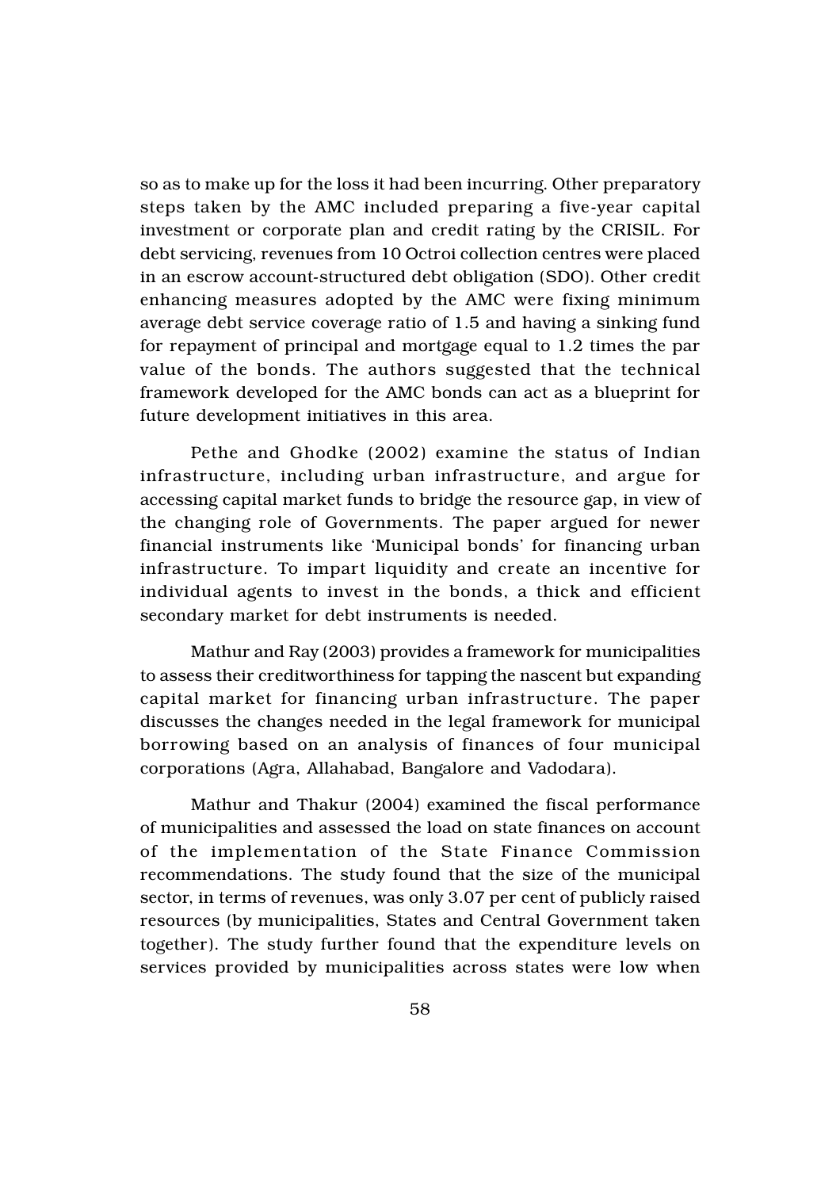so as to make up for the loss it had been incurring. Other preparatory steps taken by the AMC included preparing a five-year capital investment or corporate plan and credit rating by the CRISIL. For debt servicing, revenues from 10 Octroi collection centres were placed in an escrow account-structured debt obligation (SDO). Other credit enhancing measures adopted by the AMC were fixing minimum average debt service coverage ratio of 1.5 and having a sinking fund for repayment of principal and mortgage equal to 1.2 times the par value of the bonds. The authors suggested that the technical framework developed for the AMC bonds can act as a blueprint for future development initiatives in this area.

Pethe and Ghodke (2002) examine the status of Indian infrastructure, including urban infrastructure, and argue for accessing capital market funds to bridge the resource gap, in view of the changing role of Governments. The paper argued for newer financial instruments like 'Municipal bonds' for financing urban infrastructure. To impart liquidity and create an incentive for individual agents to invest in the bonds, a thick and efficient secondary market for debt instruments is needed.

Mathur and Ray (2003) provides a framework for municipalities to assess their creditworthiness for tapping the nascent but expanding capital market for financing urban infrastructure. The paper discusses the changes needed in the legal framework for municipal borrowing based on an analysis of finances of four municipal corporations (Agra, Allahabad, Bangalore and Vadodara).

Mathur and Thakur (2004) examined the fiscal performance of municipalities and assessed the load on state finances on account of the implementation of the State Finance Commission recommendations. The study found that the size of the municipal sector, in terms of revenues, was only 3.07 per cent of publicly raised resources (by municipalities, States and Central Government taken together). The study further found that the expenditure levels on services provided by municipalities across states were low when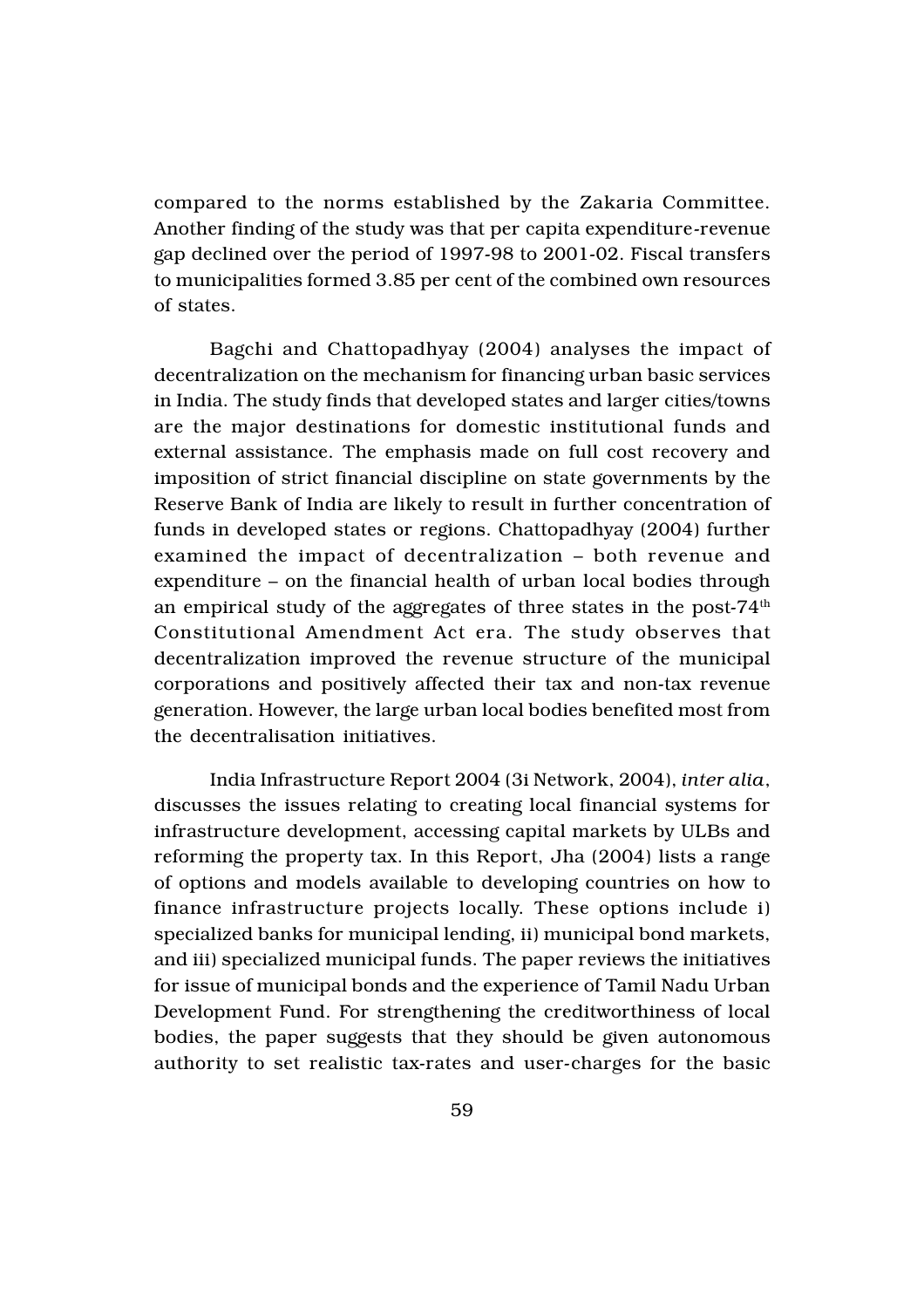compared to the norms established by the Zakaria Committee. Another finding of the study was that per capita expenditure-revenue gap declined over the period of 1997-98 to 2001-02. Fiscal transfers to municipalities formed 3.85 per cent of the combined own resources of states.

Bagchi and Chattopadhyay (2004) analyses the impact of decentralization on the mechanism for financing urban basic services in India. The study finds that developed states and larger cities/towns are the major destinations for domestic institutional funds and external assistance. The emphasis made on full cost recovery and imposition of strict financial discipline on state governments by the Reserve Bank of India are likely to result in further concentration of funds in developed states or regions. Chattopadhyay (2004) further examined the impact of decentralization – both revenue and expenditure – on the financial health of urban local bodies through an empirical study of the aggregates of three states in the post-74th Constitutional Amendment Act era. The study observes that decentralization improved the revenue structure of the municipal corporations and positively affected their tax and non-tax revenue generation. However, the large urban local bodies benefited most from the decentralisation initiatives.

India Infrastructure Report 2004 (3i Network, 2004), *inter alia*, discusses the issues relating to creating local financial systems for infrastructure development, accessing capital markets by ULBs and reforming the property tax. In this Report, Jha (2004) lists a range of options and models available to developing countries on how to finance infrastructure projects locally. These options include i) specialized banks for municipal lending, ii) municipal bond markets, and iii) specialized municipal funds. The paper reviews the initiatives for issue of municipal bonds and the experience of Tamil Nadu Urban Development Fund. For strengthening the creditworthiness of local bodies, the paper suggests that they should be given autonomous authority to set realistic tax-rates and user-charges for the basic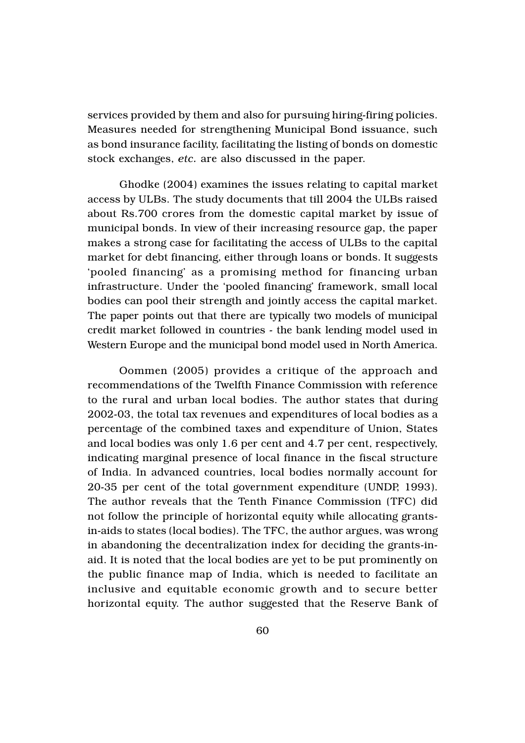services provided by them and also for pursuing hiring-firing policies. Measures needed for strengthening Municipal Bond issuance, such as bond insurance facility, facilitating the listing of bonds on domestic stock exchanges, *etc.* are also discussed in the paper.

Ghodke (2004) examines the issues relating to capital market access by ULBs. The study documents that till 2004 the ULBs raised about Rs.700 crores from the domestic capital market by issue of municipal bonds. In view of their increasing resource gap, the paper makes a strong case for facilitating the access of ULBs to the capital market for debt financing, either through loans or bonds. It suggests 'pooled financing' as a promising method for financing urban infrastructure. Under the 'pooled financing' framework, small local bodies can pool their strength and jointly access the capital market. The paper points out that there are typically two models of municipal credit market followed in countries - the bank lending model used in Western Europe and the municipal bond model used in North America.

Oommen (2005) provides a critique of the approach and recommendations of the Twelfth Finance Commission with reference to the rural and urban local bodies. The author states that during 2002-03, the total tax revenues and expenditures of local bodies as a percentage of the combined taxes and expenditure of Union, States and local bodies was only 1.6 per cent and 4.7 per cent, respectively, indicating marginal presence of local finance in the fiscal structure of India. In advanced countries, local bodies normally account for 20-35 per cent of the total government expenditure (UNDP, 1993). The author reveals that the Tenth Finance Commission (TFC) did not follow the principle of horizontal equity while allocating grants-in-aids to states (local bodies). The TFC, the author argues, was wrong in abandoning the decentralization index for deciding the grants-in-aid. It is noted that the local bodies are yet to be put prominently on the public finance map of India, which is needed to facilitate an inclusive and equitable economic growth and to secure better horizontal equity. The author suggested that the Reserve Bank of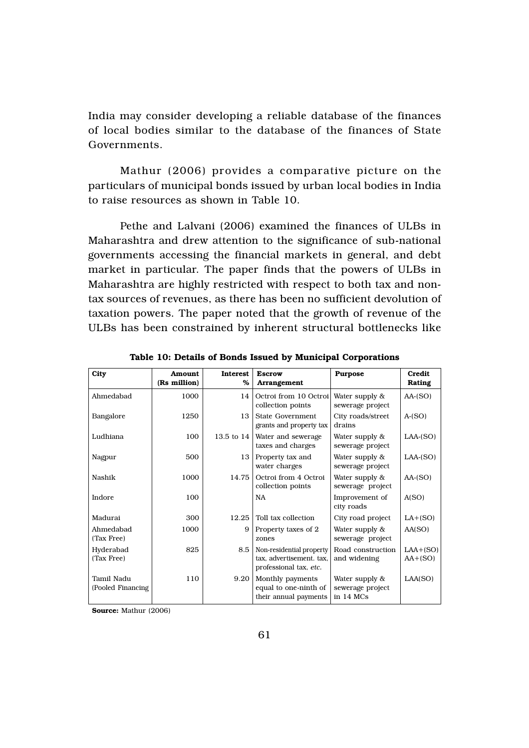India may consider developing a reliable database of the finances of local bodies similar to the database of the finances of State Governments.

Mathur (2006) provides a comparative picture on the particulars of municipal bonds issued by urban local bodies in India to raise resources as shown in Table 10.

Pethe and Lalvani (2006) examined the finances of ULBs in Maharashtra and drew attention to the significance of sub-national governments accessing the financial markets in general, and debt market in particular. The paper finds that the powers of ULBs in Maharashtra are highly restricted with respect to both tax and non-tax sources of revenues, as there has been no sufficient devolution of taxation powers. The paper noted that the growth of revenue of the ULBs has been constrained by inherent structural bottlenecks like

**Table 10: Details of Bonds Issued by Municipal Corporations**

| City | Amount (Rs million) | Interest % | Escrow Arrangement | Purpose | Credit Rating |
|---|---|---|---|---|---|
| Ahmedabad | 1000 | 14 | Octroi from 10 Octroi collection points | Water supply & sewerage project | AA-(SO) |
| Bangalore | 1250 | 13 | State Government grants and property tax | City roads/street drains | A-(SO) |
| Ludhiana | 100 | 13.5 to 14 | Water and sewerage taxes and charges | Water supply & sewerage project | LAA-(SO) |
| Nagpur | 500 | 13 | Property tax and water charges | Water supply & sewerage project | LAA-(SO) |
| Nashik | 1000 | 14.75 | Octroi from 4 Octroi collection points | Water supply & sewerage project | AA-(SO) |
| Indore | 100 | | NA | Improvement of city roads | A(SO) |
| Madurai | 300 | 12.25 | Toll tax collection | City road project | LA+(SO) |
| Ahmedabad (Tax Free) | 1000 | 9 | Property taxes of 2 zones | Water supply & sewerage project | AA(SO) |
| Hyderabad (Tax Free) | 825 | 8.5 | Non-residential property tax, advertisement. tax, professional tax, *etc.* | Road construction and widening | LAA+(SO) AA+(SO) |
| Tamil Nadu (Pooled Financing | 110 | 9.20 | Monthly payments equal to one-ninth of their annual payments | Water supply & sewerage project in 14 MCs | LAA(SO) |

**Source:** Mathur (2006)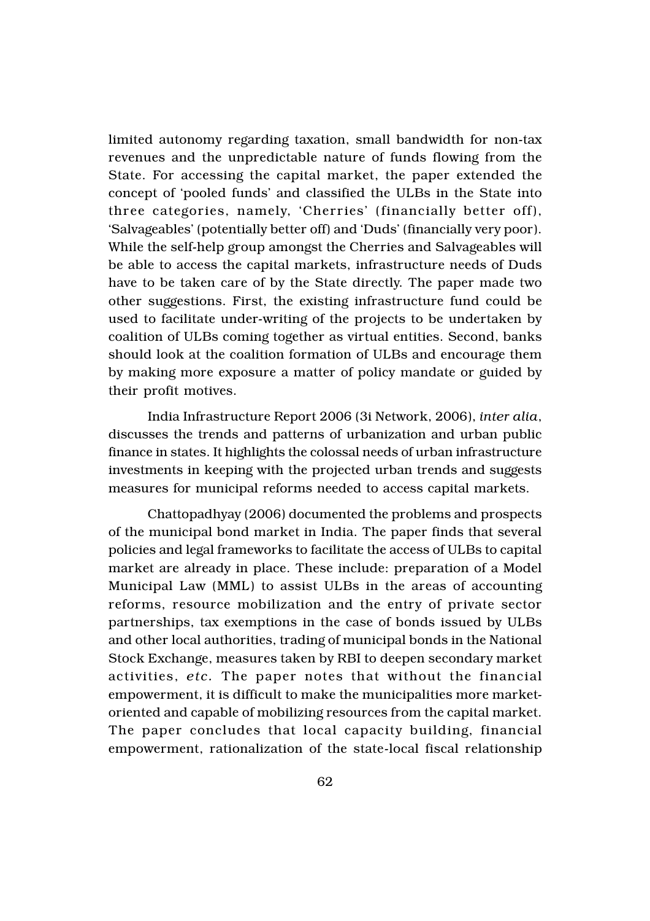limited autonomy regarding taxation, small bandwidth for non-tax revenues and the unpredictable nature of funds flowing from the State. For accessing the capital market, the paper extended the concept of 'pooled funds' and classified the ULBs in the State into three categories, namely, 'Cherries' (financially better off), 'Salvageables' (potentially better off) and 'Duds' (financially very poor). While the self-help group amongst the Cherries and Salvageables will be able to access the capital markets, infrastructure needs of Duds have to be taken care of by the State directly. The paper made two other suggestions. First, the existing infrastructure fund could be used to facilitate under-writing of the projects to be undertaken by coalition of ULBs coming together as virtual entities. Second, banks should look at the coalition formation of ULBs and encourage them by making more exposure a matter of policy mandate or guided by their profit motives.

India Infrastructure Report 2006 (3i Network, 2006), *inter alia*, discusses the trends and patterns of urbanization and urban public finance in states. It highlights the colossal needs of urban infrastructure investments in keeping with the projected urban trends and suggests measures for municipal reforms needed to access capital markets.

Chattopadhyay (2006) documented the problems and prospects of the municipal bond market in India. The paper finds that several policies and legal frameworks to facilitate the access of ULBs to capital market are already in place. These include: preparation of a Model Municipal Law (MML) to assist ULBs in the areas of accounting reforms, resource mobilization and the entry of private sector partnerships, tax exemptions in the case of bonds issued by ULBs and other local authorities, trading of municipal bonds in the National Stock Exchange, measures taken by RBI to deepen secondary market activities, *etc.* The paper notes that without the financial empowerment, it is difficult to make the municipalities more market-oriented and capable of mobilizing resources from the capital market. The paper concludes that local capacity building, financial empowerment, rationalization of the state-local fiscal relationship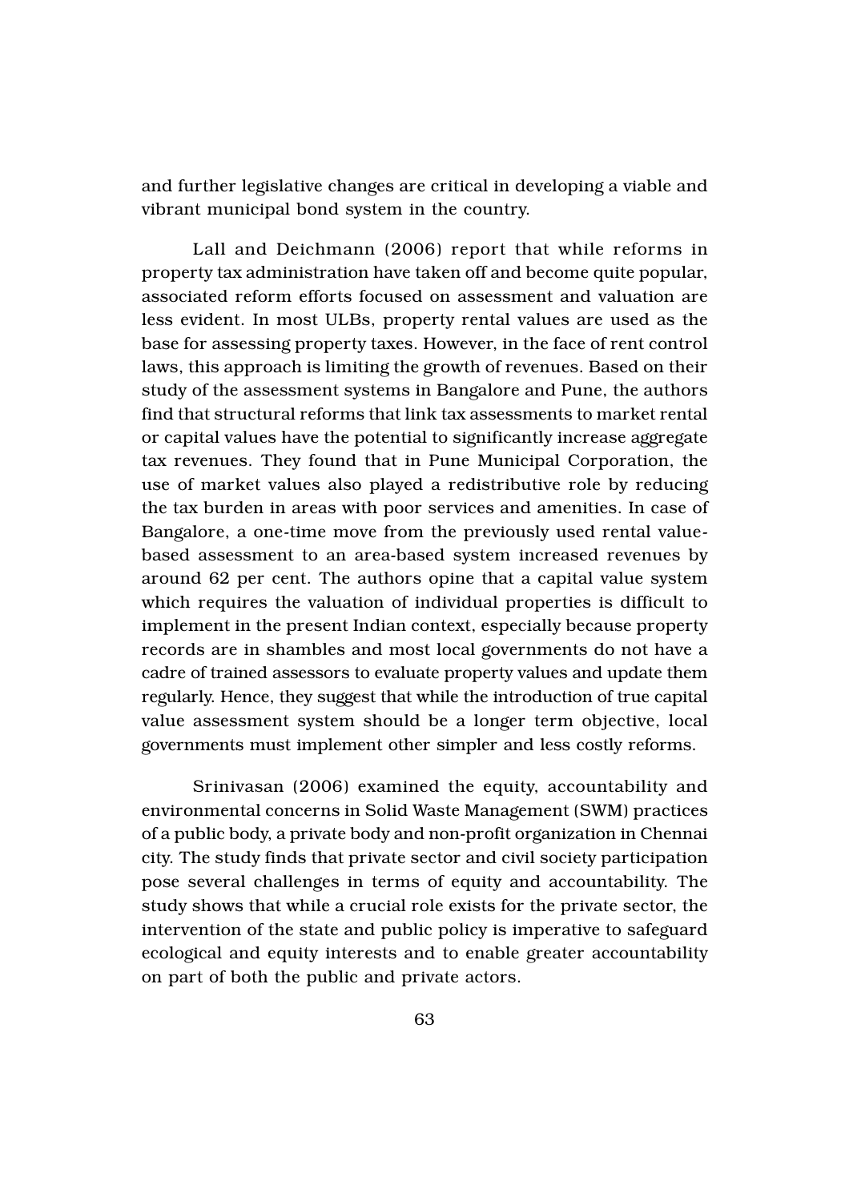and further legislative changes are critical in developing a viable and vibrant municipal bond system in the country.

Lall and Deichmann (2006) report that while reforms in property tax administration have taken off and become quite popular, associated reform efforts focused on assessment and valuation are less evident. In most ULBs, property rental values are used as the base for assessing property taxes. However, in the face of rent control laws, this approach is limiting the growth of revenues. Based on their study of the assessment systems in Bangalore and Pune, the authors find that structural reforms that link tax assessments to market rental or capital values have the potential to significantly increase aggregate tax revenues. They found that in Pune Municipal Corporation, the use of market values also played a redistributive role by reducing the tax burden in areas with poor services and amenities. In case of Bangalore, a one-time move from the previously used rental value-based assessment to an area-based system increased revenues by around 62 per cent. The authors opine that a capital value system which requires the valuation of individual properties is difficult to implement in the present Indian context, especially because property records are in shambles and most local governments do not have a cadre of trained assessors to evaluate property values and update them regularly. Hence, they suggest that while the introduction of true capital value assessment system should be a longer term objective, local governments must implement other simpler and less costly reforms.

Srinivasan (2006) examined the equity, accountability and environmental concerns in Solid Waste Management (SWM) practices of a public body, a private body and non-profit organization in Chennai city. The study finds that private sector and civil society participation pose several challenges in terms of equity and accountability. The study shows that while a crucial role exists for the private sector, the intervention of the state and public policy is imperative to safeguard ecological and equity interests and to enable greater accountability on part of both the public and private actors.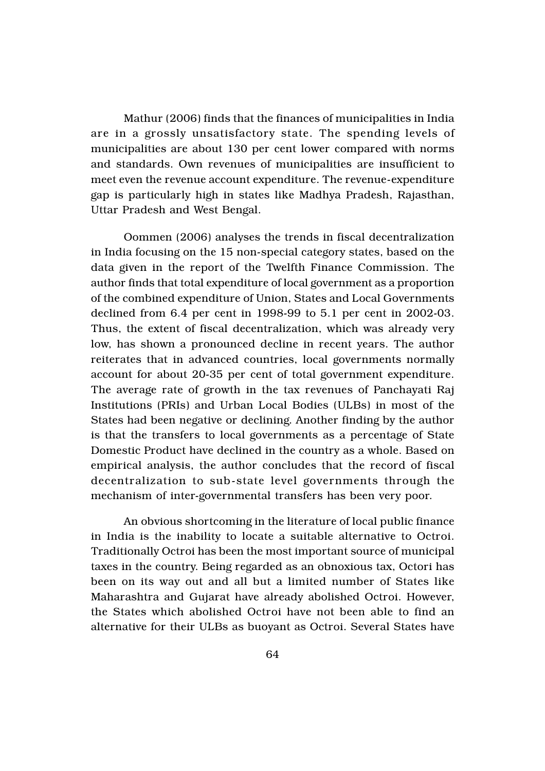Mathur (2006) finds that the finances of municipalities in India are in a grossly unsatisfactory state. The spending levels of municipalities are about 130 per cent lower compared with norms and standards. Own revenues of municipalities are insufficient to meet even the revenue account expenditure. The revenue-expenditure gap is particularly high in states like Madhya Pradesh, Rajasthan, Uttar Pradesh and West Bengal.

Oommen (2006) analyses the trends in fiscal decentralization in India focusing on the 15 non-special category states, based on the data given in the report of the Twelfth Finance Commission. The author finds that total expenditure of local government as a proportion of the combined expenditure of Union, States and Local Governments declined from 6.4 per cent in 1998-99 to 5.1 per cent in 2002-03. Thus, the extent of fiscal decentralization, which was already very low, has shown a pronounced decline in recent years. The author reiterates that in advanced countries, local governments normally account for about 20-35 per cent of total government expenditure. The average rate of growth in the tax revenues of Panchayati Raj Institutions (PRIs) and Urban Local Bodies (ULBs) in most of the States had been negative or declining. Another finding by the author is that the transfers to local governments as a percentage of State Domestic Product have declined in the country as a whole. Based on empirical analysis, the author concludes that the record of fiscal decentralization to sub-state level governments through the mechanism of inter-governmental transfers has been very poor.

An obvious shortcoming in the literature of local public finance in India is the inability to locate a suitable alternative to Octroi. Traditionally Octroi has been the most important source of municipal taxes in the country. Being regarded as an obnoxious tax, Octori has been on its way out and all but a limited number of States like Maharashtra and Gujarat have already abolished Octroi. However, the States which abolished Octroi have not been able to find an alternative for their ULBs as buoyant as Octroi. Several States have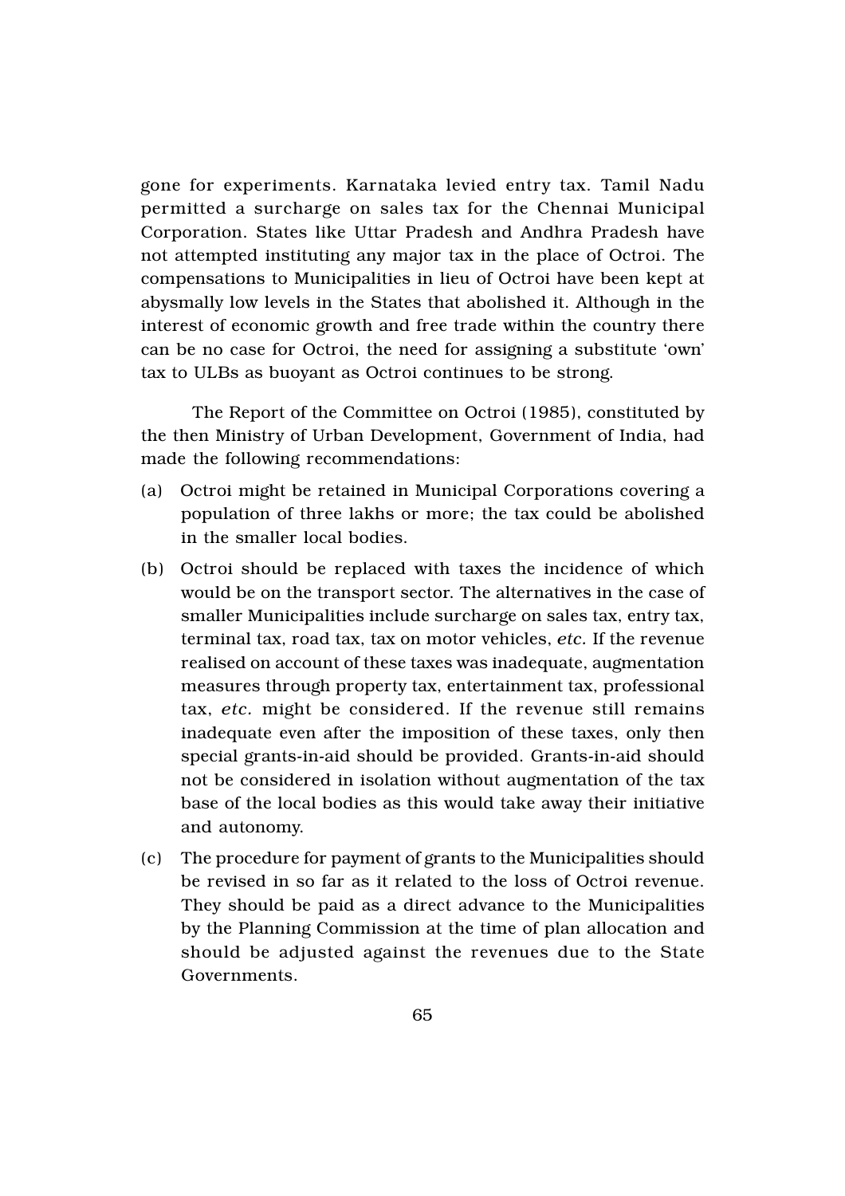gone for experiments. Karnataka levied entry tax. Tamil Nadu permitted a surcharge on sales tax for the Chennai Municipal Corporation. States like Uttar Pradesh and Andhra Pradesh have not attempted instituting any major tax in the place of Octroi. The compensations to Municipalities in lieu of Octroi have been kept at abysmally low levels in the States that abolished it. Although in the interest of economic growth and free trade within the country there can be no case for Octroi, the need for assigning a substitute 'own' tax to ULBs as buoyant as Octroi continues to be strong.

The Report of the Committee on Octroi (1985), constituted by the then Ministry of Urban Development, Government of India, had made the following recommendations:

(a) Octroi might be retained in Municipal Corporations covering a population of three lakhs or more; the tax could be abolished in the smaller local bodies.

(b) Octroi should be replaced with taxes the incidence of which would be on the transport sector. The alternatives in the case of smaller Municipalities include surcharge on sales tax, entry tax, terminal tax, road tax, tax on motor vehicles, *etc.* If the revenue realised on account of these taxes was inadequate, augmentation measures through property tax, entertainment tax, professional tax, *etc.* might be considered. If the revenue still remains inadequate even after the imposition of these taxes, only then special grants-in-aid should be provided. Grants-in-aid should not be considered in isolation without augmentation of the tax base of the local bodies as this would take away their initiative and autonomy.

(c) The procedure for payment of grants to the Municipalities should be revised in so far as it related to the loss of Octroi revenue. They should be paid as a direct advance to the Municipalities by the Planning Commission at the time of plan allocation and should be adjusted against the revenues due to the State Governments.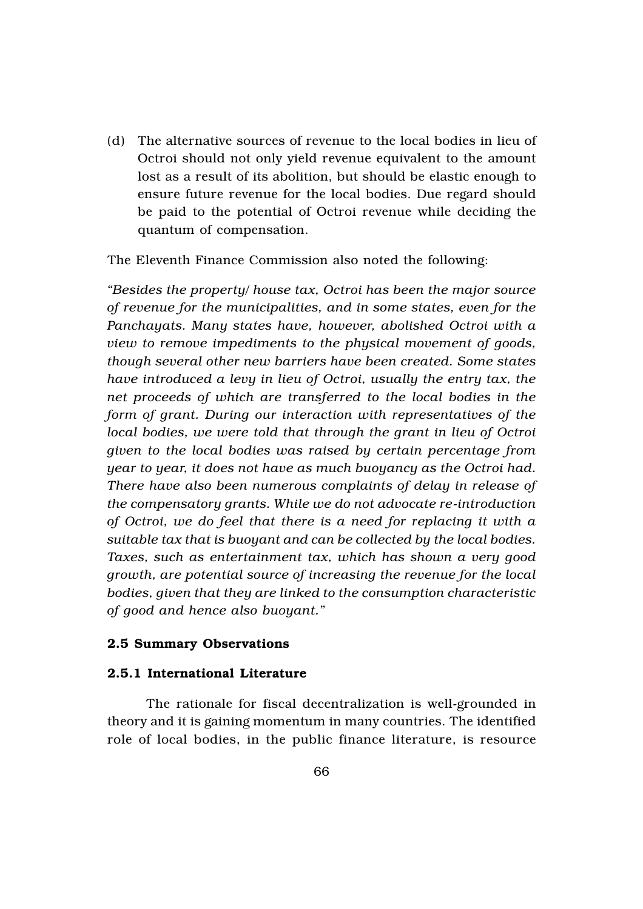(d) The alternative sources of revenue to the local bodies in lieu of Octroi should not only yield revenue equivalent to the amount lost as a result of its abolition, but should be elastic enough to ensure future revenue for the local bodies. Due regard should be paid to the potential of Octroi revenue while deciding the quantum of compensation.

The Eleventh Finance Commission also noted the following:

*"Besides the property/ house tax, Octroi has been the major source of revenue for the municipalities, and in some states, even for the Panchayats. Many states have, however, abolished Octroi with a view to remove impediments to the physical movement of goods, though several other new barriers have been created. Some states have introduced a levy in lieu of Octroi, usually the entry tax, the net proceeds of which are transferred to the local bodies in the form of grant. During our interaction with representatives of the local bodies, we were told that through the grant in lieu of Octroi given to the local bodies was raised by certain percentage from year to year, it does not have as much buoyancy as the Octroi had. There have also been numerous complaints of delay in release of the compensatory grants. While we do not advocate re-introduction of Octroi, we do feel that there is a need for replacing it with a suitable tax that is buoyant and can be collected by the local bodies. Taxes, such as entertainment tax, which has shown a very good growth, are potential source of increasing the revenue for the local bodies, given that they are linked to the consumption characteristic of good and hence also buoyant."*

### 2.5 Summary Observations

#### 2.5.1 International Literature

The rationale for fiscal decentralization is well-grounded in theory and it is gaining momentum in many countries. The identified role of local bodies, in the public finance literature, is resource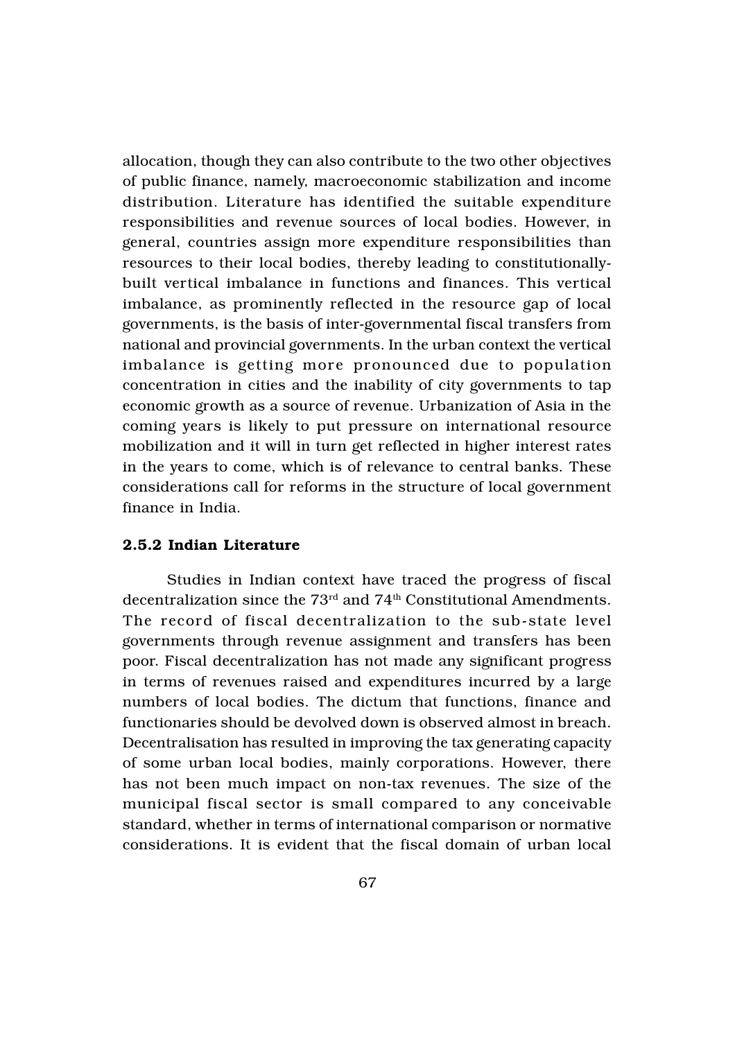allocation, though they can also contribute to the two other objectives of public finance, namely, macroeconomic stabilization and income distribution. Literature has identified the suitable expenditure responsibilities and revenue sources of local bodies. However, in general, countries assign more expenditure responsibilities than resources to their local bodies, thereby leading to constitutionally-built vertical imbalance in functions and finances. This vertical imbalance, as prominently reflected in the resource gap of local governments, is the basis of inter-governmental fiscal transfers from national and provincial governments. In the urban context the vertical imbalance is getting more pronounced due to population concentration in cities and the inability of city governments to tap economic growth as a source of revenue. Urbanization of Asia in the coming years is likely to put pressure on international resource mobilization and it will in turn get reflected in higher interest rates in the years to come, which is of relevance to central banks. These considerations call for reforms in the structure of local government finance in India.

### 2.5.2 Indian Literature

Studies in Indian context have traced the progress of fiscal decentralization since the 73rd and 74th Constitutional Amendments. The record of fiscal decentralization to the sub-state level governments through revenue assignment and transfers has been poor. Fiscal decentralization has not made any significant progress in terms of revenues raised and expenditures incurred by a large numbers of local bodies. The dictum that functions, finance and functionaries should be devolved down is observed almost in breach. Decentralisation has resulted in improving the tax generating capacity of some urban local bodies, mainly corporations. However, there has not been much impact on non-tax revenues. The size of the municipal fiscal sector is small compared to any conceivable standard, whether in terms of international comparison or normative considerations. It is evident that the fiscal domain of urban local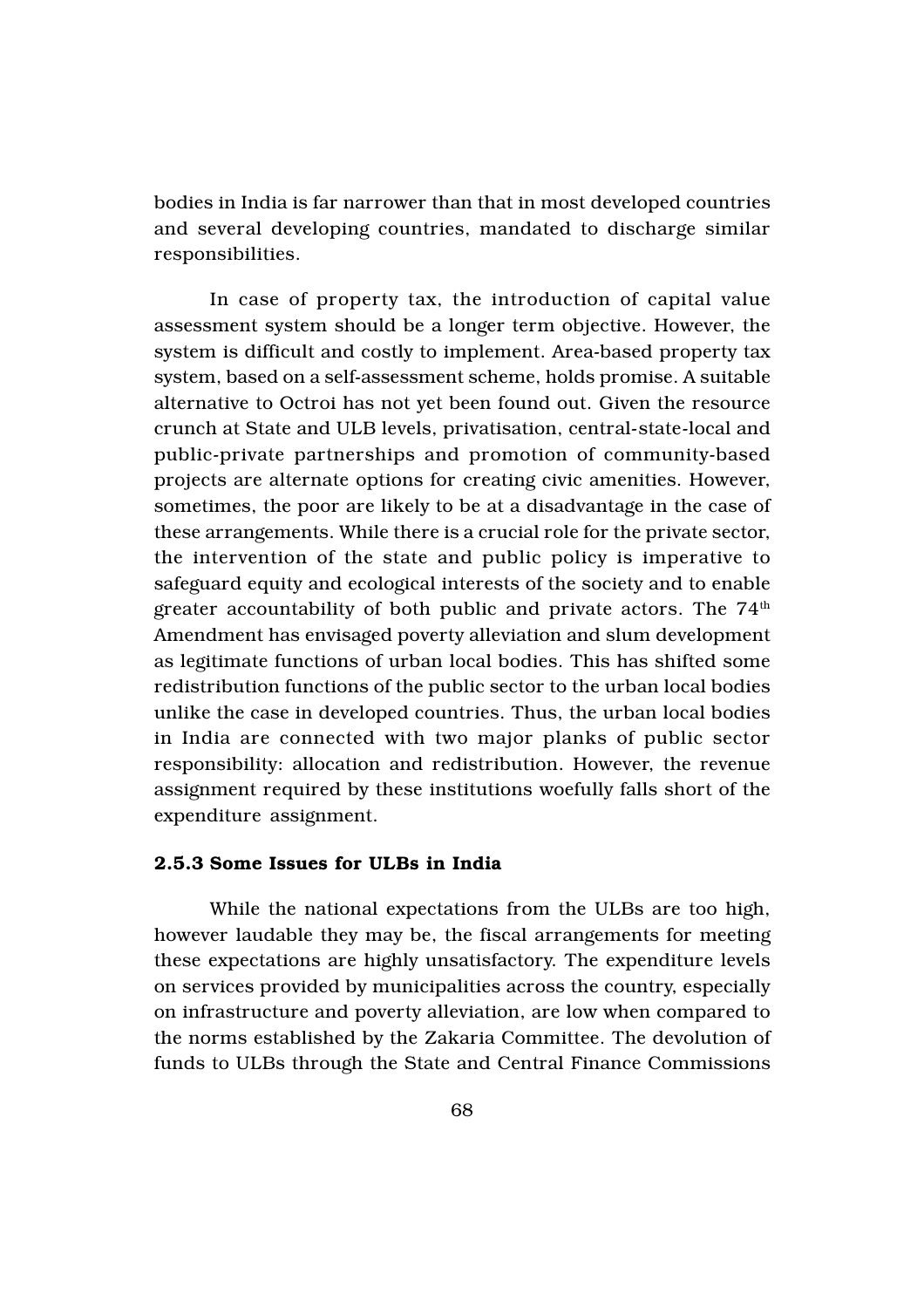bodies in India is far narrower than that in most developed countries and several developing countries, mandated to discharge similar responsibilities.

In case of property tax, the introduction of capital value assessment system should be a longer term objective. However, the system is difficult and costly to implement. Area-based property tax system, based on a self-assessment scheme, holds promise. A suitable alternative to Octroi has not yet been found out. Given the resource crunch at State and ULB levels, privatisation, central-state-local and public-private partnerships and promotion of community-based projects are alternate options for creating civic amenities. However, sometimes, the poor are likely to be at a disadvantage in the case of these arrangements. While there is a crucial role for the private sector, the intervention of the state and public policy is imperative to safeguard equity and ecological interests of the society and to enable greater accountability of both public and private actors. The 74th Amendment has envisaged poverty alleviation and slum development as legitimate functions of urban local bodies. This has shifted some redistribution functions of the public sector to the urban local bodies unlike the case in developed countries. Thus, the urban local bodies in India are connected with two major planks of public sector responsibility: allocation and redistribution. However, the revenue assignment required by these institutions woefully falls short of the expenditure assignment.

### 2.5.3 Some Issues for ULBs in India

While the national expectations from the ULBs are too high, however laudable they may be, the fiscal arrangements for meeting these expectations are highly unsatisfactory. The expenditure levels on services provided by municipalities across the country, especially on infrastructure and poverty alleviation, are low when compared to the norms established by the Zakaria Committee. The devolution of funds to ULBs through the State and Central Finance Commissions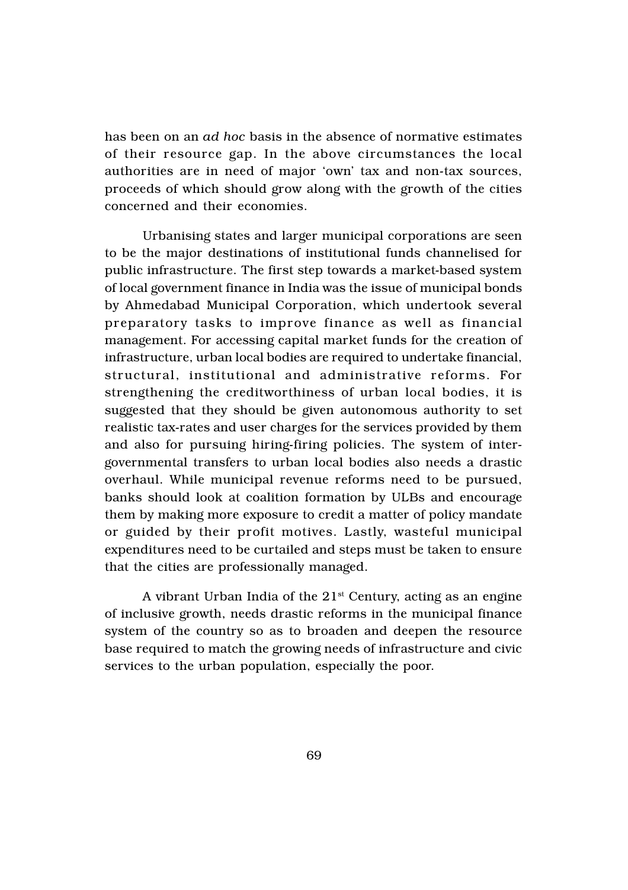has been on an *ad hoc* basis in the absence of normative estimates of their resource gap. In the above circumstances the local authorities are in need of major 'own' tax and non-tax sources, proceeds of which should grow along with the growth of the cities concerned and their economies.

Urbanising states and larger municipal corporations are seen to be the major destinations of institutional funds channelised for public infrastructure. The first step towards a market-based system of local government finance in India was the issue of municipal bonds by Ahmedabad Municipal Corporation, which undertook several preparatory tasks to improve finance as well as financial management. For accessing capital market funds for the creation of infrastructure, urban local bodies are required to undertake financial, structural, institutional and administrative reforms. For strengthening the creditworthiness of urban local bodies, it is suggested that they should be given autonomous authority to set realistic tax-rates and user charges for the services provided by them and also for pursuing hiring-firing policies. The system of inter-governmental transfers to urban local bodies also needs a drastic overhaul. While municipal revenue reforms need to be pursued, banks should look at coalition formation by ULBs and encourage them by making more exposure to credit a matter of policy mandate or guided by their profit motives. Lastly, wasteful municipal expenditures need to be curtailed and steps must be taken to ensure that the cities are professionally managed.

A vibrant Urban India of the 21st Century, acting as an engine of inclusive growth, needs drastic reforms in the municipal finance system of the country so as to broaden and deepen the resource base required to match the growing needs of infrastructure and civic services to the urban population, especially the poor.